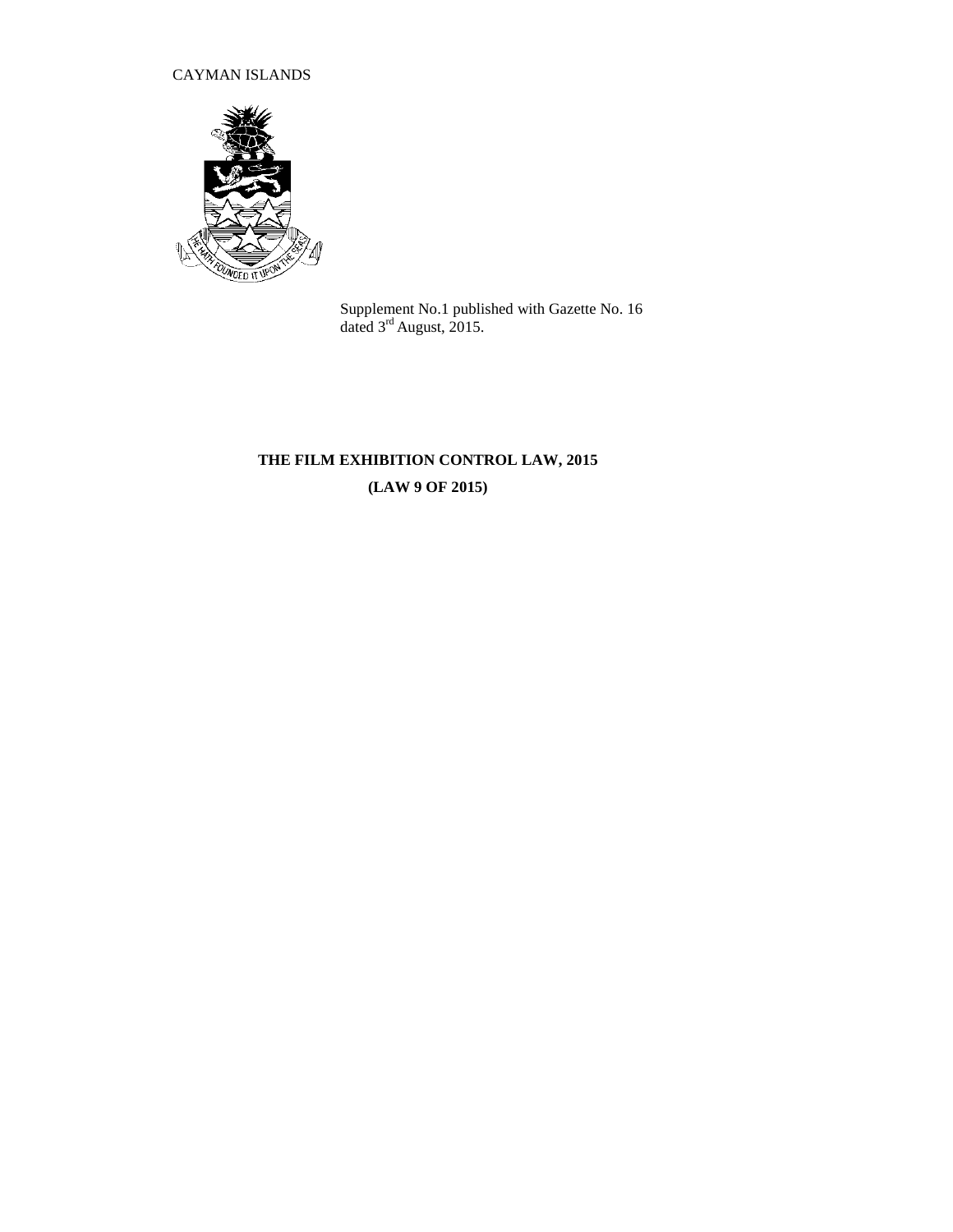CAYMAN ISLANDS

Supplement No.1 published with Gazette No. 16 dated 3rd August, 2015.

# THE FILM EXHIBITION CONTROL LAW, 2015

## (LAW 9 OF 2015)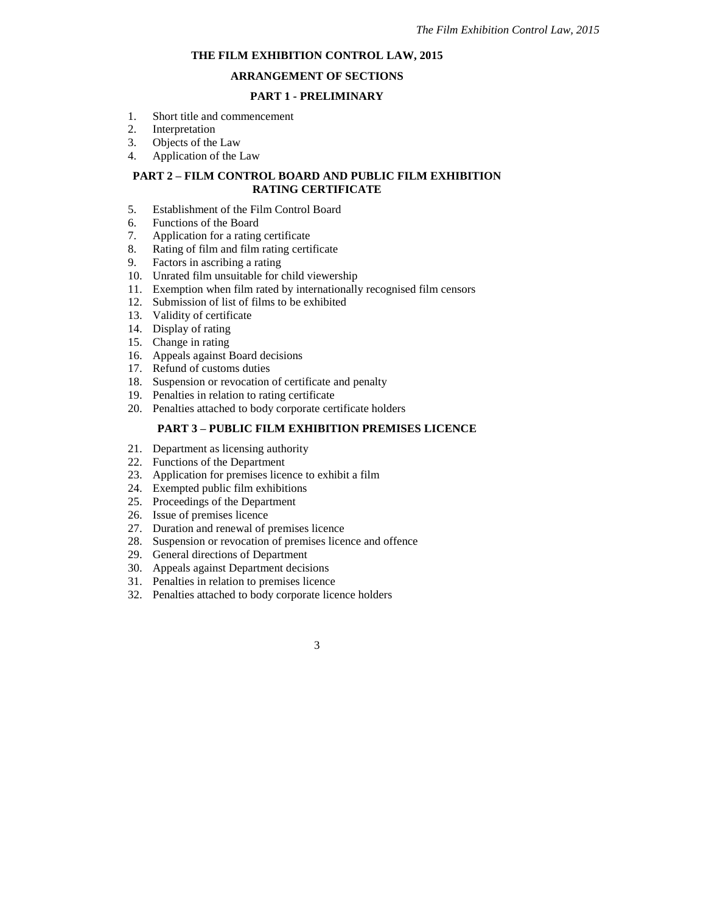# THE FILM EXHIBITION CONTROL LAW, 2015

## ARRANGEMENT OF SECTIONS

### PART 1 - PRELIMINARY

1. Short title and commencement
2. Interpretation
3. Objects of the Law
4. Application of the Law

### PART 2 – FILM CONTROL BOARD AND PUBLIC FILM EXHIBITION RATING CERTIFICATE

5. Establishment of the Film Control Board
6. Functions of the Board
7. Application for a rating certificate
8. Rating of film and film rating certificate
9. Factors in ascribing a rating
10. Unrated film unsuitable for child viewership
11. Exemption when film rated by internationally recognised film censors
12. Submission of list of films to be exhibited
13. Validity of certificate
14. Display of rating
15. Change in rating
16. Appeals against Board decisions
17. Refund of customs duties
18. Suspension or revocation of certificate and penalty
19. Penalties in relation to rating certificate
20. Penalties attached to body corporate certificate holders

### PART 3 – PUBLIC FILM EXHIBITION PREMISES LICENCE

21. Department as licensing authority
22. Functions of the Department
23. Application for premises licence to exhibit a film
24. Exempted public film exhibitions
25. Proceedings of the Department
26. Issue of premises licence
27. Duration and renewal of premises licence
28. Suspension or revocation of premises licence and offence
29. General directions of Department
30. Appeals against Department decisions
31. Penalties in relation to premises licence
32. Penalties attached to body corporate licence holders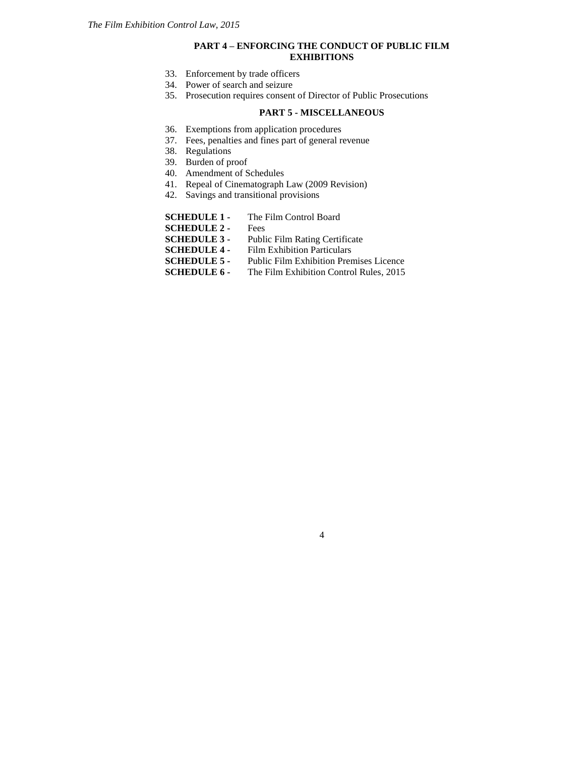## PART 4 – ENFORCING THE CONDUCT OF PUBLIC FILM EXHIBITIONS

33. Enforcement by trade officers
34. Power of search and seizure
35. Prosecution requires consent of Director of Public Prosecutions

## PART 5 - MISCELLANEOUS

36. Exemptions from application procedures
37. Fees, penalties and fines part of general revenue
38. Regulations
39. Burden of proof
40. Amendment of Schedules
41. Repeal of Cinematograph Law (2009 Revision)
42. Savings and transitional provisions

**SCHEDULE 1 -** The Film Control Board
**SCHEDULE 2 -** Fees
**SCHEDULE 3 -** Public Film Rating Certificate
**SCHEDULE 4 -** Film Exhibition Particulars
**SCHEDULE 5 -** Public Film Exhibition Premises Licence
**SCHEDULE 6 -** The Film Exhibition Control Rules, 2015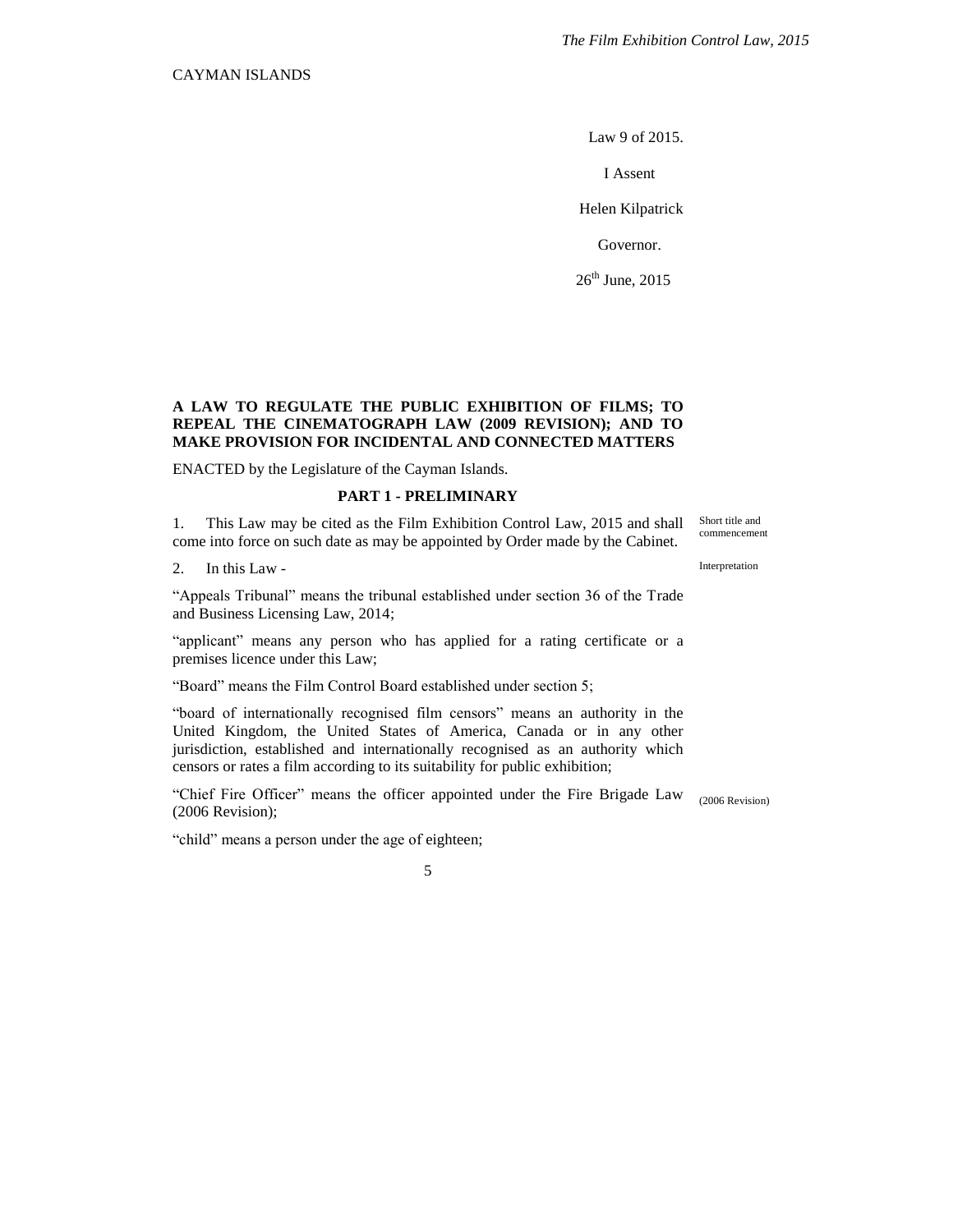CAYMAN ISLANDS

Law 9 of 2015.

I Assent

Helen Kilpatrick

Governor.

26th June, 2015

**A LAW TO REGULATE THE PUBLIC EXHIBITION OF FILMS; TO REPEAL THE CINEMATOGRAPH LAW (2009 REVISION); AND TO MAKE PROVISION FOR INCIDENTAL AND CONNECTED MATTERS**

ENACTED by the Legislature of the Cayman Islands.

## PART 1 - PRELIMINARY

Short title and commencement

1. This Law may be cited as the Film Exhibition Control Law, 2015 and shall come into force on such date as may be appointed by Order made by the Cabinet.

Interpretation

2. In this Law -

"Appeals Tribunal" means the tribunal established under section 36 of the Trade and Business Licensing Law, 2014;

"applicant" means any person who has applied for a rating certificate or a premises licence under this Law;

"Board" means the Film Control Board established under section 5;

"board of internationally recognised film censors" means an authority in the United Kingdom, the United States of America, Canada or in any other jurisdiction, established and internationally recognised as an authority which censors or rates a film according to its suitability for public exhibition;

"Chief Fire Officer" means the officer appointed under the Fire Brigade Law (2006 Revision);

(2006 Revision)

"child" means a person under the age of eighteen;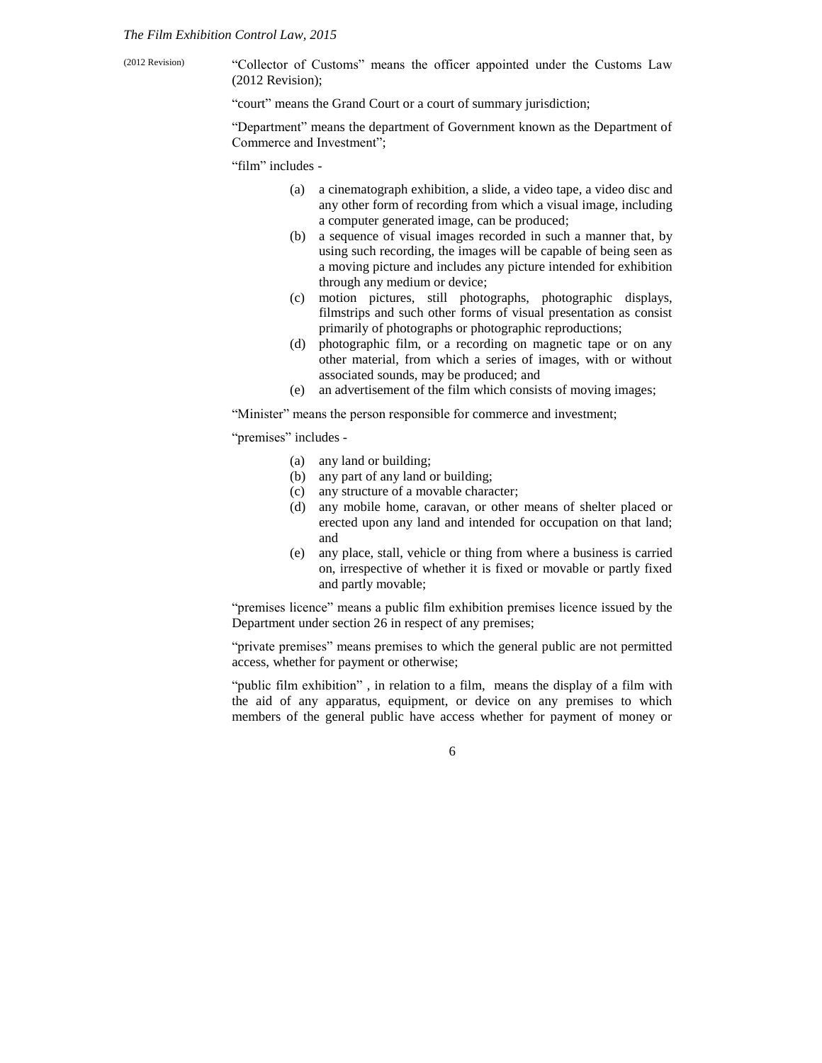(2012 Revision)

"Collector of Customs" means the officer appointed under the Customs Law (2012 Revision);

"court" means the Grand Court or a court of summary jurisdiction;

"Department" means the department of Government known as the Department of Commerce and Investment";

"film" includes -

- (a) a cinematograph exhibition, a slide, a video tape, a video disc and any other form of recording from which a visual image, including a computer generated image, can be produced;
- (b) a sequence of visual images recorded in such a manner that, by using such recording, the images will be capable of being seen as a moving picture and includes any picture intended for exhibition through any medium or device;
- (c) motion pictures, still photographs, photographic displays, filmstrips and such other forms of visual presentation as consist primarily of photographs or photographic reproductions;
- (d) photographic film, or a recording on magnetic tape or on any other material, from which a series of images, with or without associated sounds, may be produced; and
- (e) an advertisement of the film which consists of moving images;

"Minister" means the person responsible for commerce and investment;

"premises" includes -

- (a) any land or building;
- (b) any part of any land or building;
- (c) any structure of a movable character;
- (d) any mobile home, caravan, or other means of shelter placed or erected upon any land and intended for occupation on that land; and
- (e) any place, stall, vehicle or thing from where a business is carried on, irrespective of whether it is fixed or movable or partly fixed and partly movable;

"premises licence" means a public film exhibition premises licence issued by the Department under section 26 in respect of any premises;

"private premises" means premises to which the general public are not permitted access, whether for payment or otherwise;

"public film exhibition" , in relation to a film, means the display of a film with the aid of any apparatus, equipment, or device on any premises to which members of the general public have access whether for payment of money or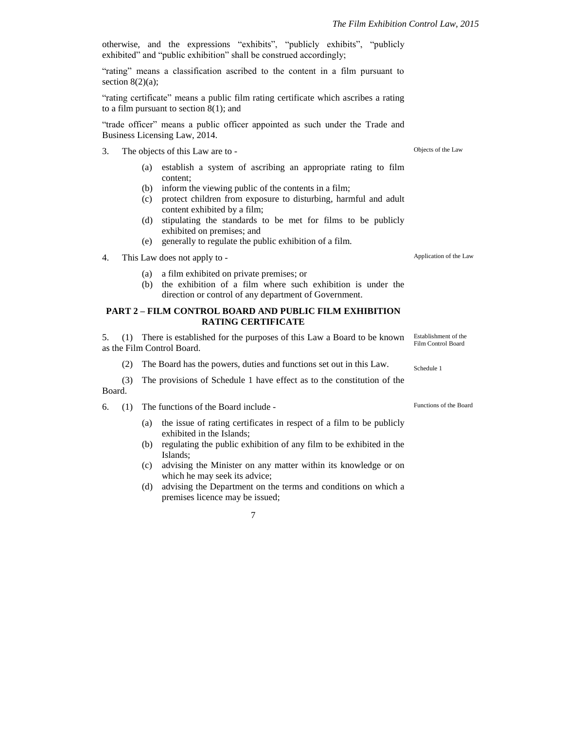otherwise, and the expressions "exhibits", "publicly exhibits", "publicly exhibited" and "public exhibition" shall be construed accordingly;

"rating" means a classification ascribed to the content in a film pursuant to section 8(2)(a);

"rating certificate" means a public film rating certificate which ascribes a rating to a film pursuant to section 8(1); and

"trade officer" means a public officer appointed as such under the Trade and Business Licensing Law, 2014.

Objects of the Law

3. The objects of this Law are to -

(a) establish a system of ascribing an appropriate rating to film content;
(b) inform the viewing public of the contents in a film;
(c) protect children from exposure to disturbing, harmful and adult content exhibited by a film;
(d) stipulating the standards to be met for films to be publicly exhibited on premises; and
(e) generally to regulate the public exhibition of a film.

Application of the Law

4. This Law does not apply to -

(a) a film exhibited on private premises; or
(b) the exhibition of a film where such exhibition is under the direction or control of any department of Government.

## PART 2 – FILM CONTROL BOARD AND PUBLIC FILM EXHIBITION RATING CERTIFICATE

Establishment of the Film Control Board

5. (1) There is established for the purposes of this Law a Board to be known as the Film Control Board.

(2) The Board has the powers, duties and functions set out in this Law.

Schedule 1

(3) The provisions of Schedule 1 have effect as to the constitution of the Board.

Functions of the Board

6. (1) The functions of the Board include -

(a) the issue of rating certificates in respect of a film to be publicly exhibited in the Islands;
(b) regulating the public exhibition of any film to be exhibited in the Islands;
(c) advising the Minister on any matter within its knowledge or on which he may seek its advice;
(d) advising the Department on the terms and conditions on which a premises licence may be issued;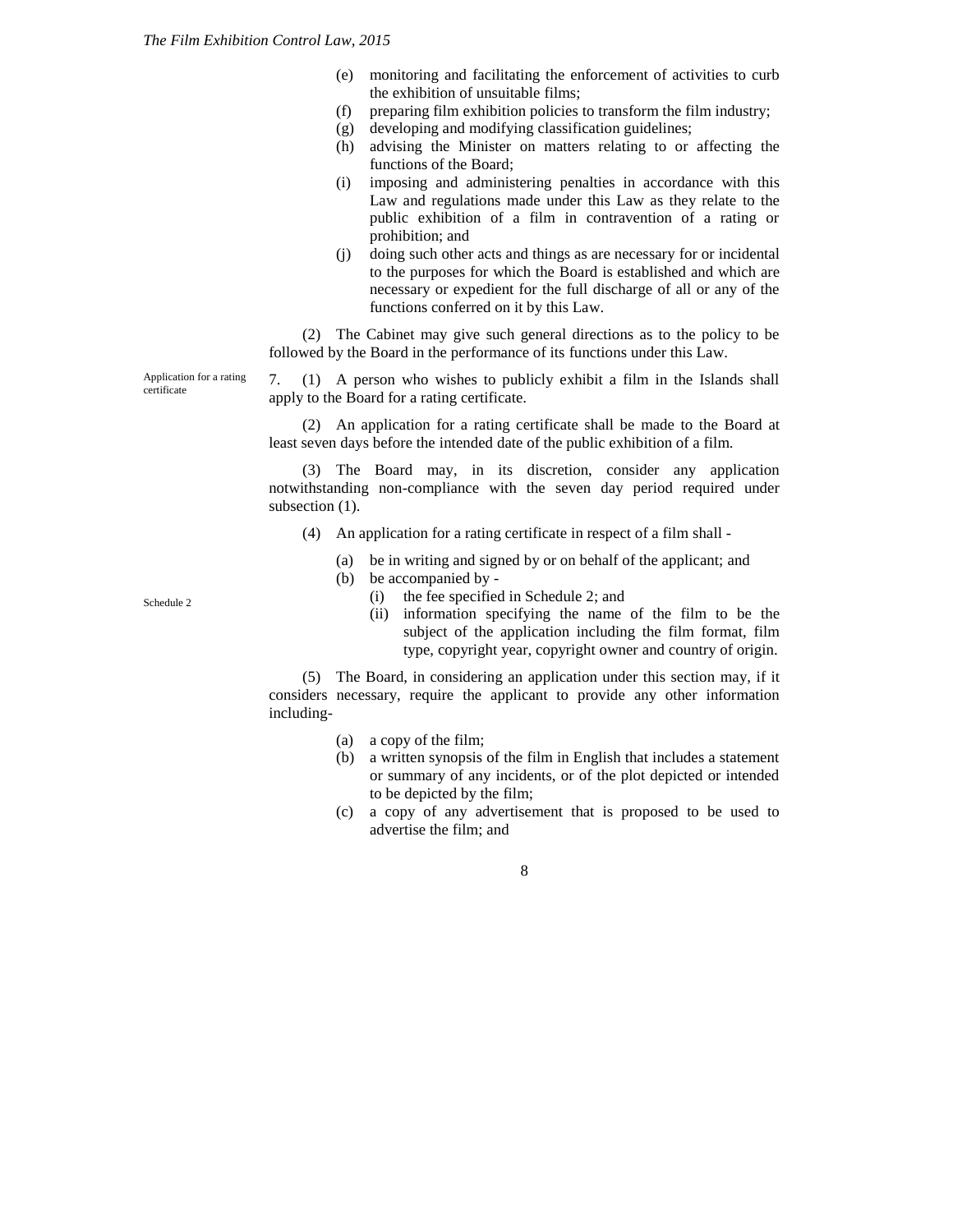(e) monitoring and facilitating the enforcement of activities to curb the exhibition of unsuitable films;

(f) preparing film exhibition policies to transform the film industry;

(g) developing and modifying classification guidelines;

(h) advising the Minister on matters relating to or affecting the functions of the Board;

(i) imposing and administering penalties in accordance with this Law and regulations made under this Law as they relate to the public exhibition of a film in contravention of a rating or prohibition; and

(j) doing such other acts and things as are necessary for or incidental to the purposes for which the Board is established and which are necessary or expedient for the full discharge of all or any of the functions conferred on it by this Law.

(2) The Cabinet may give such general directions as to the policy to be followed by the Board in the performance of its functions under this Law.

Application for a rating certificate

7. (1) A person who wishes to publicly exhibit a film in the Islands shall apply to the Board for a rating certificate.

(2) An application for a rating certificate shall be made to the Board at least seven days before the intended date of the public exhibition of a film.

(3) The Board may, in its discretion, consider any application notwithstanding non-compliance with the seven day period required under subsection (1).

(4) An application for a rating certificate in respect of a film shall -

(a) be in writing and signed by or on behalf of the applicant; and

(b) be accompanied by -

Schedule 2

(i) the fee specified in Schedule 2; and

(ii) information specifying the name of the film to be the subject of the application including the film format, film type, copyright year, copyright owner and country of origin.

(5) The Board, in considering an application under this section may, if it considers necessary, require the applicant to provide any other information including-

(a) a copy of the film;

(b) a written synopsis of the film in English that includes a statement or summary of any incidents, or of the plot depicted or intended to be depicted by the film;

(c) a copy of any advertisement that is proposed to be used to advertise the film; and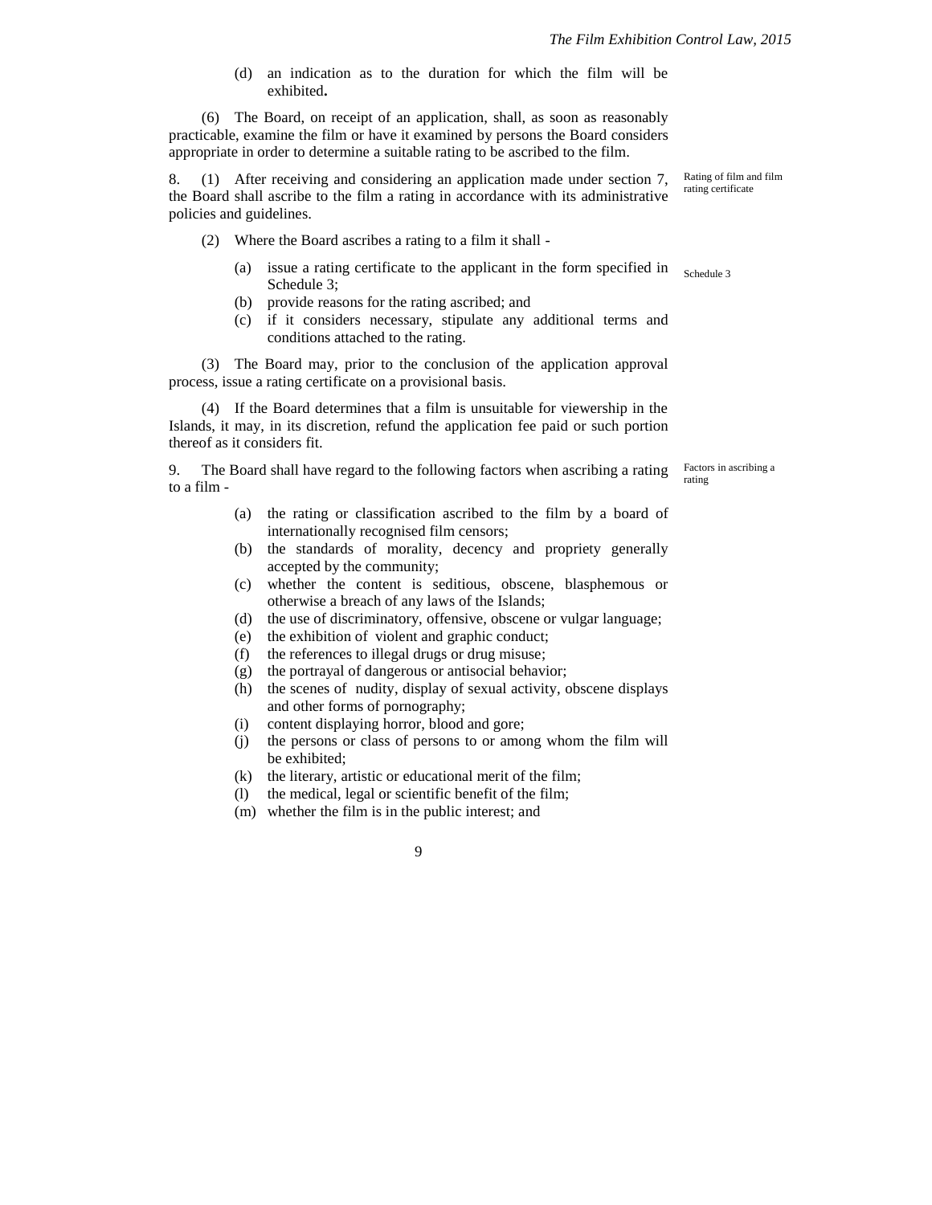(d) an indication as to the duration for which the film will be exhibited**.**

(6) The Board, on receipt of an application, shall, as soon as reasonably practicable, examine the film or have it examined by persons the Board considers appropriate in order to determine a suitable rating to be ascribed to the film.

Rating of film and film rating certificate

8. (1) After receiving and considering an application made under section 7, the Board shall ascribe to the film a rating in accordance with its administrative policies and guidelines.

(2) Where the Board ascribes a rating to a film it shall -

(a) issue a rating certificate to the applicant in the form specified in Schedule 3; (Schedule 3)

(b) provide reasons for the rating ascribed; and

(c) if it considers necessary, stipulate any additional terms and conditions attached to the rating.

(3) The Board may, prior to the conclusion of the application approval process, issue a rating certificate on a provisional basis.

(4) If the Board determines that a film is unsuitable for viewership in the Islands, it may, in its discretion, refund the application fee paid or such portion thereof as it considers fit.

Factors in ascribing a rating

9. The Board shall have regard to the following factors when ascribing a rating to a film -

(a) the rating or classification ascribed to the film by a board of internationally recognised film censors;

(b) the standards of morality, decency and propriety generally accepted by the community;

(c) whether the content is seditious, obscene, blasphemous or otherwise a breach of any laws of the Islands;

(d) the use of discriminatory, offensive, obscene or vulgar language;

(e) the exhibition of violent and graphic conduct;

(f) the references to illegal drugs or drug misuse;

(g) the portrayal of dangerous or antisocial behavior;

(h) the scenes of nudity, display of sexual activity, obscene displays and other forms of pornography;

(i) content displaying horror, blood and gore;

(j) the persons or class of persons to or among whom the film will be exhibited;

(k) the literary, artistic or educational merit of the film;

(l) the medical, legal or scientific benefit of the film;

(m) whether the film is in the public interest; and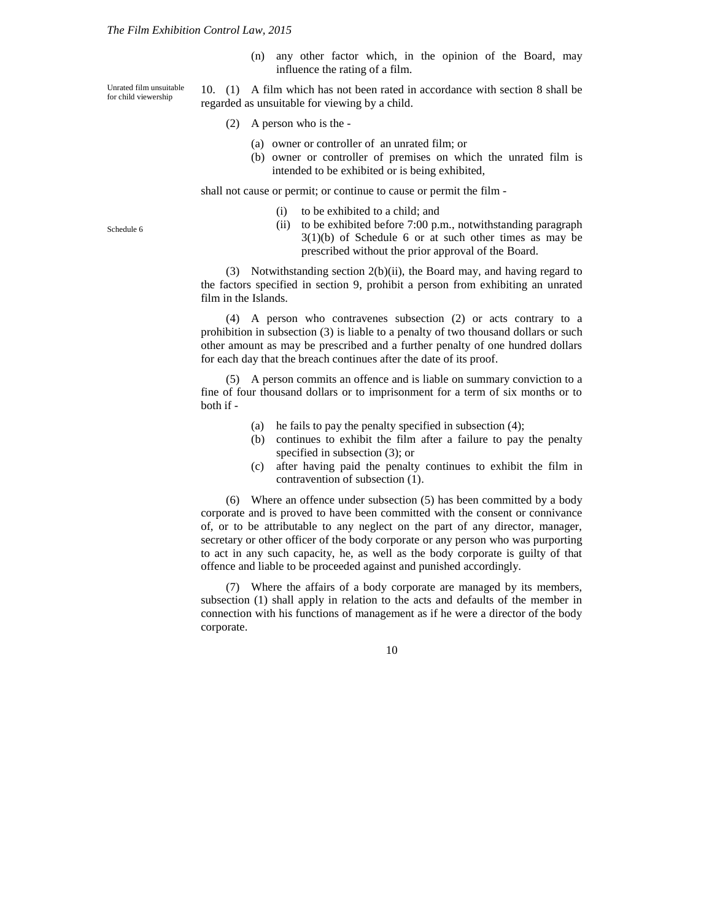(n) any other factor which, in the opinion of the Board, may influence the rating of a film.

Unrated film unsuitable for child viewership

10. (1) A film which has not been rated in accordance with section 8 shall be regarded as unsuitable for viewing by a child.

(2) A person who is the -

(a) owner or controller of an unrated film; or
(b) owner or controller of premises on which the unrated film is intended to be exhibited or is being exhibited,

shall not cause or permit; or continue to cause or permit the film -

(i) to be exhibited to a child; and
(ii) to be exhibited before 7:00 p.m., notwithstanding paragraph 3(1)(b) of Schedule 6 or at such other times as may be prescribed without the prior approval of the Board.

Schedule 6

(3) Notwithstanding section 2(b)(ii), the Board may, and having regard to the factors specified in section 9, prohibit a person from exhibiting an unrated film in the Islands.

(4) A person who contravenes subsection (2) or acts contrary to a prohibition in subsection (3) is liable to a penalty of two thousand dollars or such other amount as may be prescribed and a further penalty of one hundred dollars for each day that the breach continues after the date of its proof.

(5) A person commits an offence and is liable on summary conviction to a fine of four thousand dollars or to imprisonment for a term of six months or to both if -

(a) he fails to pay the penalty specified in subsection (4);
(b) continues to exhibit the film after a failure to pay the penalty specified in subsection (3); or
(c) after having paid the penalty continues to exhibit the film in contravention of subsection (1).

(6) Where an offence under subsection (5) has been committed by a body corporate and is proved to have been committed with the consent or connivance of, or to be attributable to any neglect on the part of any director, manager, secretary or other officer of the body corporate or any person who was purporting to act in any such capacity, he, as well as the body corporate is guilty of that offence and liable to be proceeded against and punished accordingly.

(7) Where the affairs of a body corporate are managed by its members, subsection (1) shall apply in relation to the acts and defaults of the member in connection with his functions of management as if he were a director of the body corporate.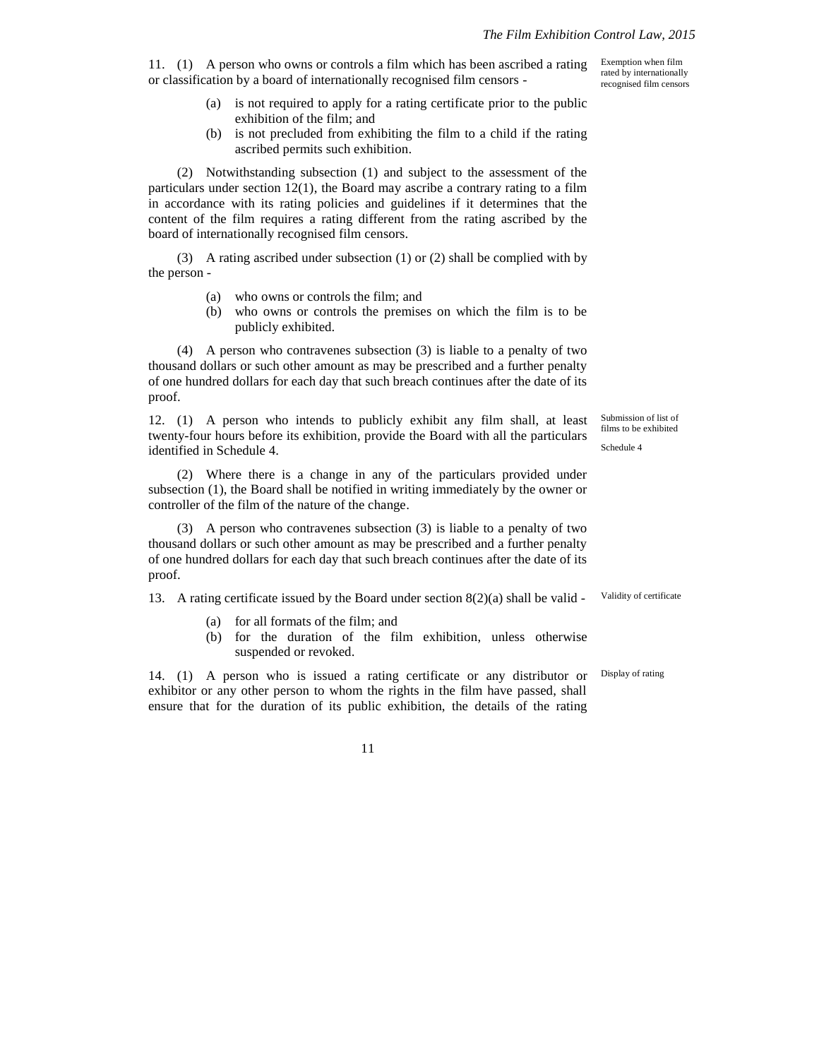**Exemption when film rated by internationally recognised film censors**

11. (1) A person who owns or controls a film which has been ascribed a rating or classification by a board of internationally recognised film censors -

   (a) is not required to apply for a rating certificate prior to the public exhibition of the film; and
   (b) is not precluded from exhibiting the film to a child if the rating ascribed permits such exhibition.

(2) Notwithstanding subsection (1) and subject to the assessment of the particulars under section 12(1), the Board may ascribe a contrary rating to a film in accordance with its rating policies and guidelines if it determines that the content of the film requires a rating different from the rating ascribed by the board of internationally recognised film censors.

(3) A rating ascribed under subsection (1) or (2) shall be complied with by the person -

   (a) who owns or controls the film; and
   (b) who owns or controls the premises on which the film is to be publicly exhibited.

(4) A person who contravenes subsection (3) is liable to a penalty of two thousand dollars or such other amount as may be prescribed and a further penalty of one hundred dollars for each day that such breach continues after the date of its proof.

**Submission of list of films to be exhibited**

Schedule 4

12. (1) A person who intends to publicly exhibit any film shall, at least twenty-four hours before its exhibition, provide the Board with all the particulars identified in Schedule 4.

(2) Where there is a change in any of the particulars provided under subsection (1), the Board shall be notified in writing immediately by the owner or controller of the film of the nature of the change.

(3) A person who contravenes subsection (3) is liable to a penalty of two thousand dollars or such other amount as may be prescribed and a further penalty of one hundred dollars for each day that such breach continues after the date of its proof.

**Validity of certificate**

13. A rating certificate issued by the Board under section 8(2)(a) shall be valid -

   (a) for all formats of the film; and
   (b) for the duration of the film exhibition, unless otherwise suspended or revoked.

**Display of rating**

14. (1) A person who is issued a rating certificate or any distributor or exhibitor or any other person to whom the rights in the film have passed, shall ensure that for the duration of its public exhibition, the details of the rating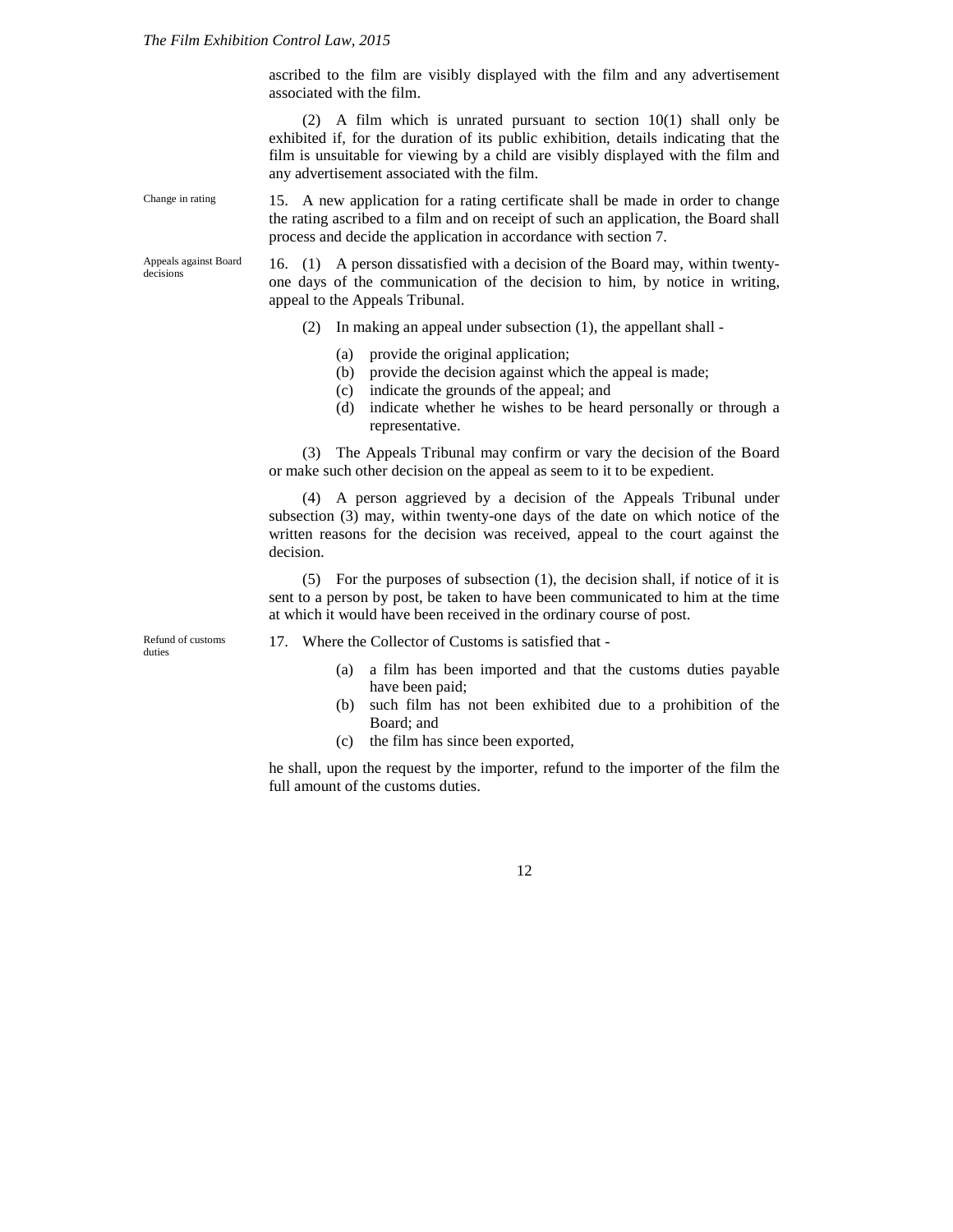ascribed to the film are visibly displayed with the film and any advertisement associated with the film.

(2) A film which is unrated pursuant to section 10(1) shall only be exhibited if, for the duration of its public exhibition, details indicating that the film is unsuitable for viewing by a child are visibly displayed with the film and any advertisement associated with the film.

*Change in rating*

15. A new application for a rating certificate shall be made in order to change the rating ascribed to a film and on receipt of such an application, the Board shall process and decide the application in accordance with section 7.

*Appeals against Board decisions*

16. (1) A person dissatisfied with a decision of the Board may, within twenty-one days of the communication of the decision to him, by notice in writing, appeal to the Appeals Tribunal.

(2) In making an appeal under subsection (1), the appellant shall -

(a) provide the original application;
(b) provide the decision against which the appeal is made;
(c) indicate the grounds of the appeal; and
(d) indicate whether he wishes to be heard personally or through a representative.

(3) The Appeals Tribunal may confirm or vary the decision of the Board or make such other decision on the appeal as seem to it to be expedient.

(4) A person aggrieved by a decision of the Appeals Tribunal under subsection (3) may, within twenty-one days of the date on which notice of the written reasons for the decision was received, appeal to the court against the decision.

(5) For the purposes of subsection (1), the decision shall, if notice of it is sent to a person by post, be taken to have been communicated to him at the time at which it would have been received in the ordinary course of post.

*Refund of customs duties*

17. Where the Collector of Customs is satisfied that -

(a) a film has been imported and that the customs duties payable have been paid;
(b) such film has not been exhibited due to a prohibition of the Board; and
(c) the film has since been exported,

he shall, upon the request by the importer, refund to the importer of the film the full amount of the customs duties.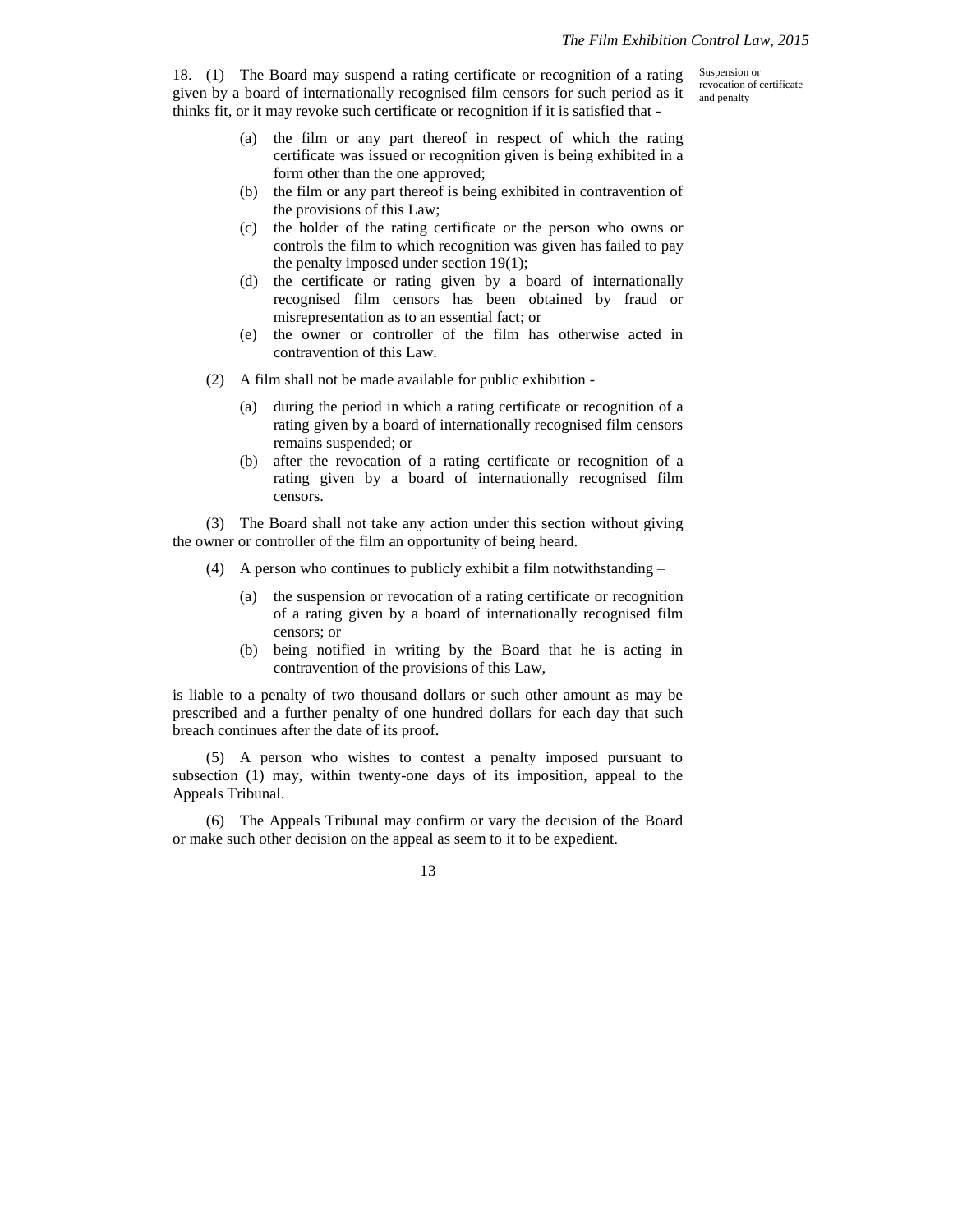**Suspension or revocation of certificate and penalty**

18. (1) The Board may suspend a rating certificate or recognition of a rating given by a board of internationally recognised film censors for such period as it thinks fit, or it may revoke such certificate or recognition if it is satisfied that -

(a) the film or any part thereof in respect of which the rating certificate was issued or recognition given is being exhibited in a form other than the one approved;

(b) the film or any part thereof is being exhibited in contravention of the provisions of this Law;

(c) the holder of the rating certificate or the person who owns or controls the film to which recognition was given has failed to pay the penalty imposed under section 19(1);

(d) the certificate or rating given by a board of internationally recognised film censors has been obtained by fraud or misrepresentation as to an essential fact; or

(e) the owner or controller of the film has otherwise acted in contravention of this Law.

(2) A film shall not be made available for public exhibition -

(a) during the period in which a rating certificate or recognition of a rating given by a board of internationally recognised film censors remains suspended; or

(b) after the revocation of a rating certificate or recognition of a rating given by a board of internationally recognised film censors.

(3) The Board shall not take any action under this section without giving the owner or controller of the film an opportunity of being heard.

(4) A person who continues to publicly exhibit a film notwithstanding –

(a) the suspension or revocation of a rating certificate or recognition of a rating given by a board of internationally recognised film censors; or

(b) being notified in writing by the Board that he is acting in contravention of the provisions of this Law,

is liable to a penalty of two thousand dollars or such other amount as may be prescribed and a further penalty of one hundred dollars for each day that such breach continues after the date of its proof.

(5) A person who wishes to contest a penalty imposed pursuant to subsection (1) may, within twenty-one days of its imposition, appeal to the Appeals Tribunal.

(6) The Appeals Tribunal may confirm or vary the decision of the Board or make such other decision on the appeal as seem to it to be expedient.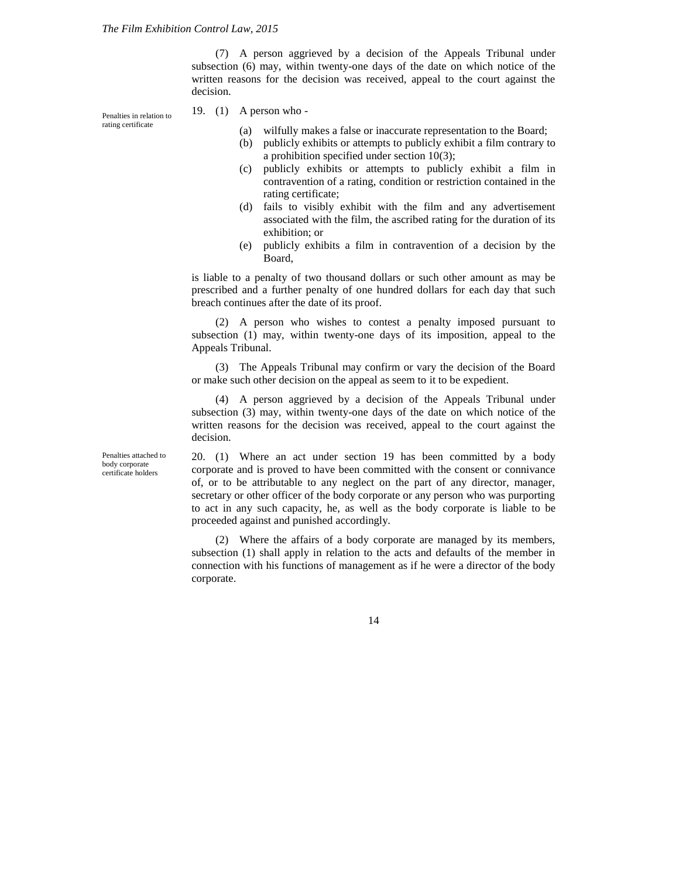(7) A person aggrieved by a decision of the Appeals Tribunal under subsection (6) may, within twenty-one days of the date on which notice of the written reasons for the decision was received, appeal to the court against the decision.

*Penalties in relation to rating certificate*

19. (1) A person who -

(a) wilfully makes a false or inaccurate representation to the Board;
(b) publicly exhibits or attempts to publicly exhibit a film contrary to a prohibition specified under section 10(3);
(c) publicly exhibits or attempts to publicly exhibit a film in contravention of a rating, condition or restriction contained in the rating certificate;
(d) fails to visibly exhibit with the film and any advertisement associated with the film, the ascribed rating for the duration of its exhibition; or
(e) publicly exhibits a film in contravention of a decision by the Board,

is liable to a penalty of two thousand dollars or such other amount as may be prescribed and a further penalty of one hundred dollars for each day that such breach continues after the date of its proof.

(2) A person who wishes to contest a penalty imposed pursuant to subsection (1) may, within twenty-one days of its imposition, appeal to the Appeals Tribunal.

(3) The Appeals Tribunal may confirm or vary the decision of the Board or make such other decision on the appeal as seem to it to be expedient.

(4) A person aggrieved by a decision of the Appeals Tribunal under subsection (3) may, within twenty-one days of the date on which notice of the written reasons for the decision was received, appeal to the court against the decision.

*Penalties attached to body corporate certificate holders*

20. (1) Where an act under section 19 has been committed by a body corporate and is proved to have been committed with the consent or connivance of, or to be attributable to any neglect on the part of any director, manager, secretary or other officer of the body corporate or any person who was purporting to act in any such capacity, he, as well as the body corporate is liable to be proceeded against and punished accordingly.

(2) Where the affairs of a body corporate are managed by its members, subsection (1) shall apply in relation to the acts and defaults of the member in connection with his functions of management as if he were a director of the body corporate.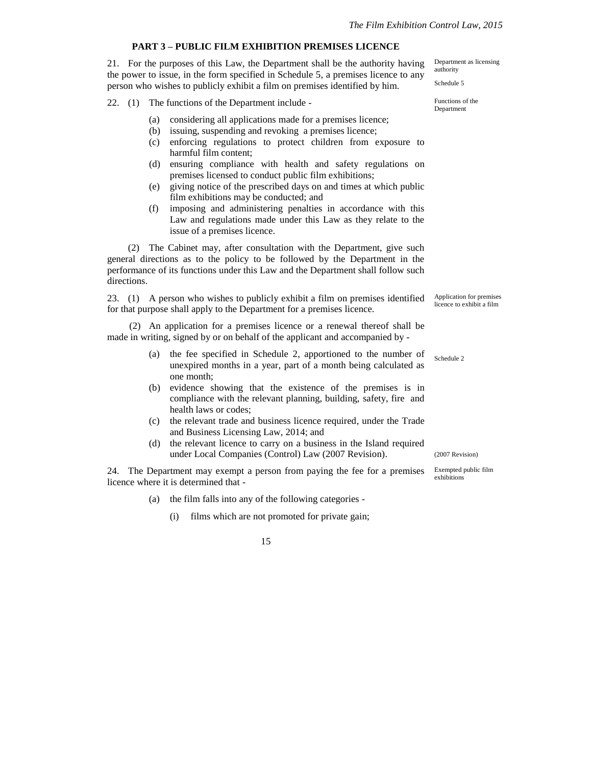## PART 3 – PUBLIC FILM EXHIBITION PREMISES LICENCE

Department as licensing authority

Schedule 5

21. For the purposes of this Law, the Department shall be the authority having the power to issue, in the form specified in Schedule 5, a premises licence to any person who wishes to publicly exhibit a film on premises identified by him.

Functions of the Department

22. (1) The functions of the Department include -

- (a) considering all applications made for a premises licence;
- (b) issuing, suspending and revoking a premises licence;
- (c) enforcing regulations to protect children from exposure to harmful film content;
- (d) ensuring compliance with health and safety regulations on premises licensed to conduct public film exhibitions;
- (e) giving notice of the prescribed days on and times at which public film exhibitions may be conducted; and
- (f) imposing and administering penalties in accordance with this Law and regulations made under this Law as they relate to the issue of a premises licence.

(2) The Cabinet may, after consultation with the Department, give such general directions as to the policy to be followed by the Department in the performance of its functions under this Law and the Department shall follow such directions.

Application for premises licence to exhibit a film

23. (1) A person who wishes to publicly exhibit a film on premises identified for that purpose shall apply to the Department for a premises licence.

(2) An application for a premises licence or a renewal thereof shall be made in writing, signed by or on behalf of the applicant and accompanied by -

Schedule 2

- (a) the fee specified in Schedule 2, apportioned to the number of unexpired months in a year, part of a month being calculated as one month;
- (b) evidence showing that the existence of the premises is in compliance with the relevant planning, building, safety, fire and health laws or codes;
- (c) the relevant trade and business licence required, under the Trade and Business Licensing Law, 2014; and
- (d) the relevant licence to carry on a business in the Island required under Local Companies (Control) Law (2007 Revision).

(2007 Revision)

Exempted public film exhibitions

24. The Department may exempt a person from paying the fee for a premises licence where it is determined that -

- (a) the film falls into any of the following categories -
  - (i) films which are not promoted for private gain;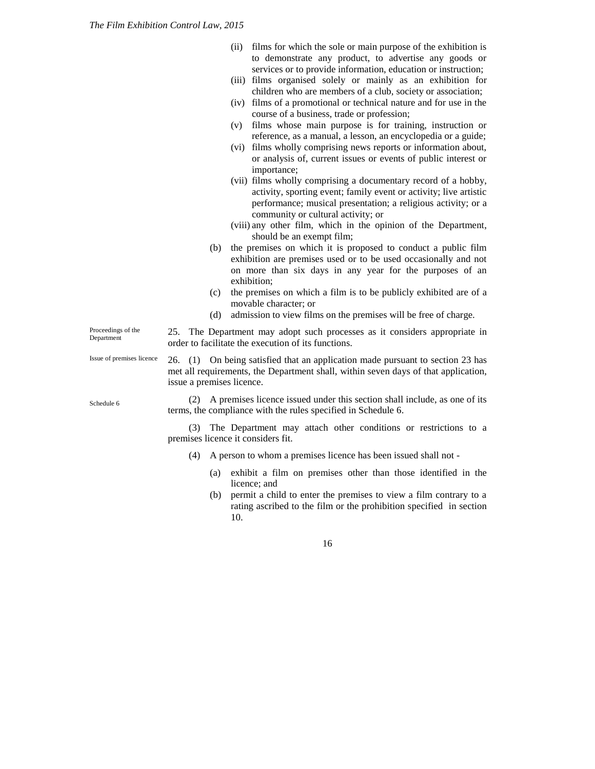(ii) films for which the sole or main purpose of the exhibition is to demonstrate any product, to advertise any goods or services or to provide information, education or instruction;

(iii) films organised solely or mainly as an exhibition for children who are members of a club, society or association;

(iv) films of a promotional or technical nature and for use in the course of a business, trade or profession;

(v) films whose main purpose is for training, instruction or reference, as a manual, a lesson, an encyclopedia or a guide;

(vi) films wholly comprising news reports or information about, or analysis of, current issues or events of public interest or importance;

(vii) films wholly comprising a documentary record of a hobby, activity, sporting event; family event or activity; live artistic performance; musical presentation; a religious activity; or a community or cultural activity; or

(viii) any other film, which in the opinion of the Department, should be an exempt film;

(b) the premises on which it is proposed to conduct a public film exhibition are premises used or to be used occasionally and not on more than six days in any year for the purposes of an exhibition;

(c) the premises on which a film is to be publicly exhibited are of a movable character; or

(d) admission to view films on the premises will be free of charge.

*Proceedings of the Department*

25. The Department may adopt such processes as it considers appropriate in order to facilitate the execution of its functions.

*Issue of premises licence*

26. (1) On being satisfied that an application made pursuant to section 23 has met all requirements, the Department shall, within seven days of that application, issue a premises licence.

*Schedule 6*

(2) A premises licence issued under this section shall include, as one of its terms, the compliance with the rules specified in Schedule 6.

(3) The Department may attach other conditions or restrictions to a premises licence it considers fit.

(4) A person to whom a premises licence has been issued shall not -

(a) exhibit a film on premises other than those identified in the licence; and

(b) permit a child to enter the premises to view a film contrary to a rating ascribed to the film or the prohibition specified in section 10.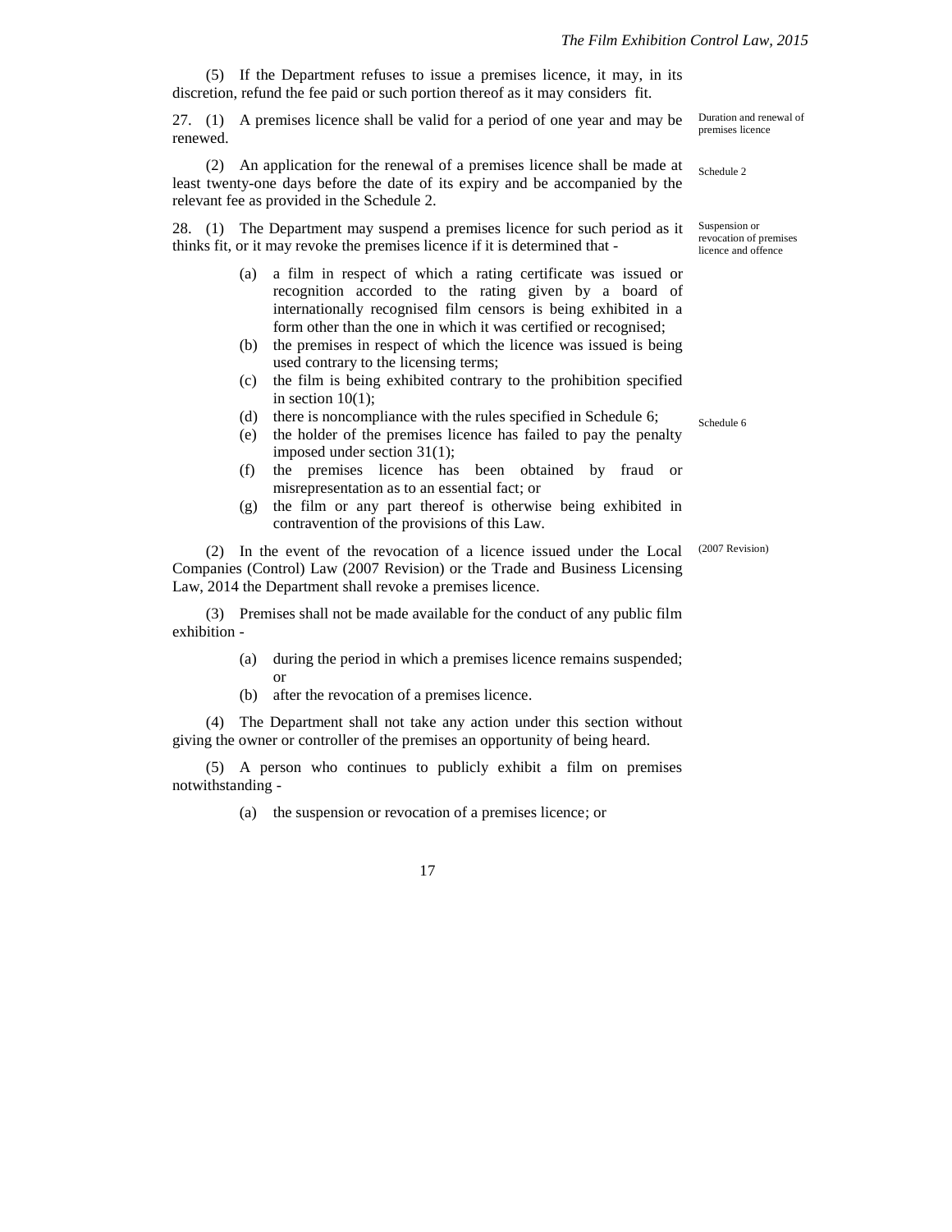(5) If the Department refuses to issue a premises licence, it may, in its discretion, refund the fee paid or such portion thereof as it may considers fit.

Duration and renewal of premises licence

27. (1) A premises licence shall be valid for a period of one year and may be renewed.

Schedule 2

(2) An application for the renewal of a premises licence shall be made at least twenty-one days before the date of its expiry and be accompanied by the relevant fee as provided in the Schedule 2.

Suspension or revocation of premises licence and offence

28. (1) The Department may suspend a premises licence for such period as it thinks fit, or it may revoke the premises licence if it is determined that -

(a) a film in respect of which a rating certificate was issued or recognition accorded to the rating given by a board of internationally recognised film censors is being exhibited in a form other than the one in which it was certified or recognised;

(b) the premises in respect of which the licence was issued is being used contrary to the licensing terms;

(c) the film is being exhibited contrary to the prohibition specified in section 10(1);

(d) there is noncompliance with the rules specified in Schedule 6;

Schedule 6

(e) the holder of the premises licence has failed to pay the penalty imposed under section 31(1);

(f) the premises licence has been obtained by fraud or misrepresentation as to an essential fact; or

(g) the film or any part thereof is otherwise being exhibited in contravention of the provisions of this Law.

(2007 Revision)

(2) In the event of the revocation of a licence issued under the Local Companies (Control) Law (2007 Revision) or the Trade and Business Licensing Law, 2014 the Department shall revoke a premises licence.

(3) Premises shall not be made available for the conduct of any public film exhibition -

(a) during the period in which a premises licence remains suspended; or

(b) after the revocation of a premises licence.

(4) The Department shall not take any action under this section without giving the owner or controller of the premises an opportunity of being heard.

(5) A person who continues to publicly exhibit a film on premises notwithstanding -

(a) the suspension or revocation of a premises licence; or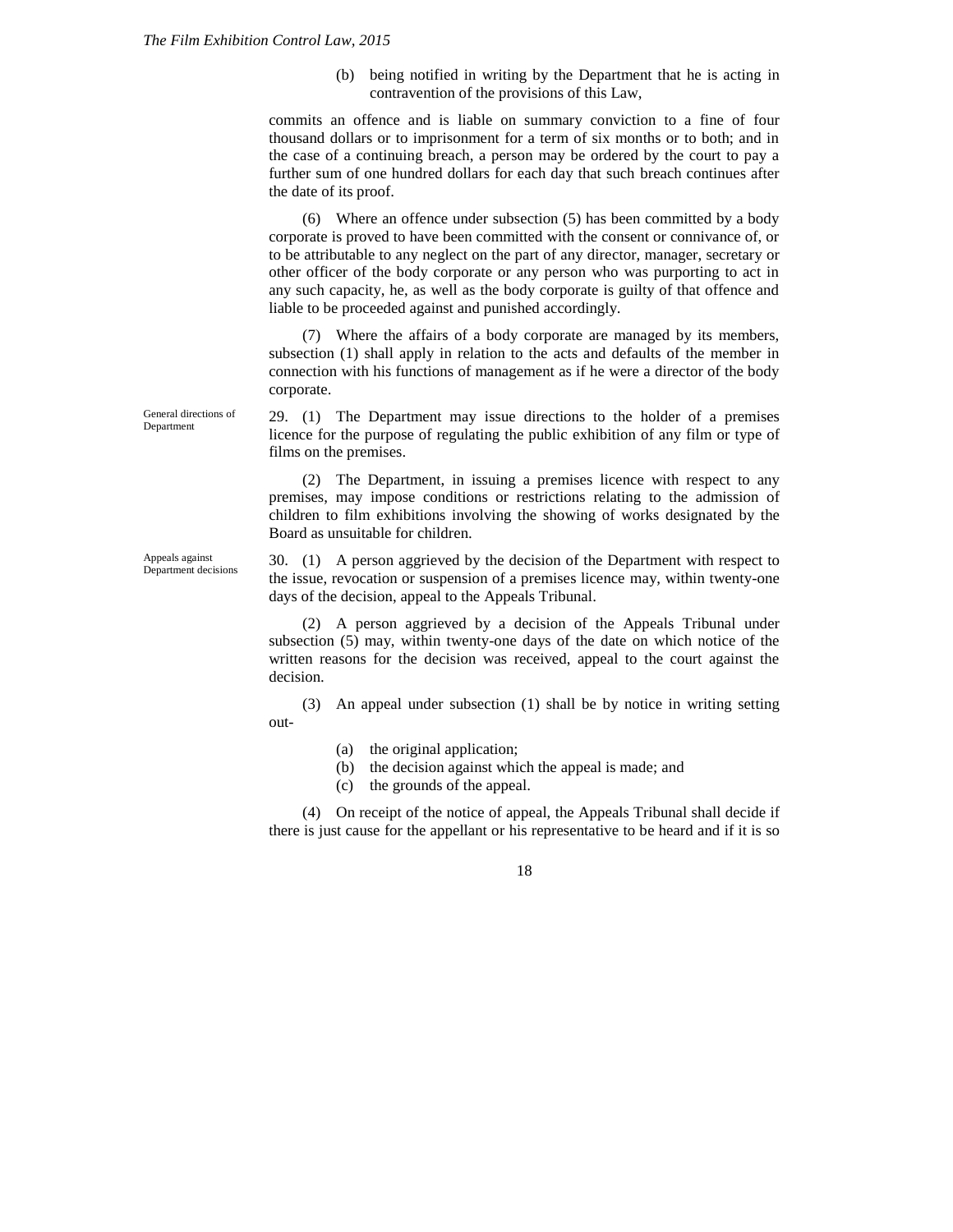(b) being notified in writing by the Department that he is acting in contravention of the provisions of this Law,

commits an offence and is liable on summary conviction to a fine of four thousand dollars or to imprisonment for a term of six months or to both; and in the case of a continuing breach, a person may be ordered by the court to pay a further sum of one hundred dollars for each day that such breach continues after the date of its proof.

(6) Where an offence under subsection (5) has been committed by a body corporate is proved to have been committed with the consent or connivance of, or to be attributable to any neglect on the part of any director, manager, secretary or other officer of the body corporate or any person who was purporting to act in any such capacity, he, as well as the body corporate is guilty of that offence and liable to be proceeded against and punished accordingly.

(7) Where the affairs of a body corporate are managed by its members, subsection (1) shall apply in relation to the acts and defaults of the member in connection with his functions of management as if he were a director of the body corporate.

General directions of Department

29. (1) The Department may issue directions to the holder of a premises licence for the purpose of regulating the public exhibition of any film or type of films on the premises.

(2) The Department, in issuing a premises licence with respect to any premises, may impose conditions or restrictions relating to the admission of children to film exhibitions involving the showing of works designated by the Board as unsuitable for children.

Appeals against Department decisions

30. (1) A person aggrieved by the decision of the Department with respect to the issue, revocation or suspension of a premises licence may, within twenty-one days of the decision, appeal to the Appeals Tribunal.

(2) A person aggrieved by a decision of the Appeals Tribunal under subsection (5) may, within twenty-one days of the date on which notice of the written reasons for the decision was received, appeal to the court against the decision.

(3) An appeal under subsection (1) shall be by notice in writing setting out-

(a) the original application;
(b) the decision against which the appeal is made; and
(c) the grounds of the appeal.

(4) On receipt of the notice of appeal, the Appeals Tribunal shall decide if there is just cause for the appellant or his representative to be heard and if it is so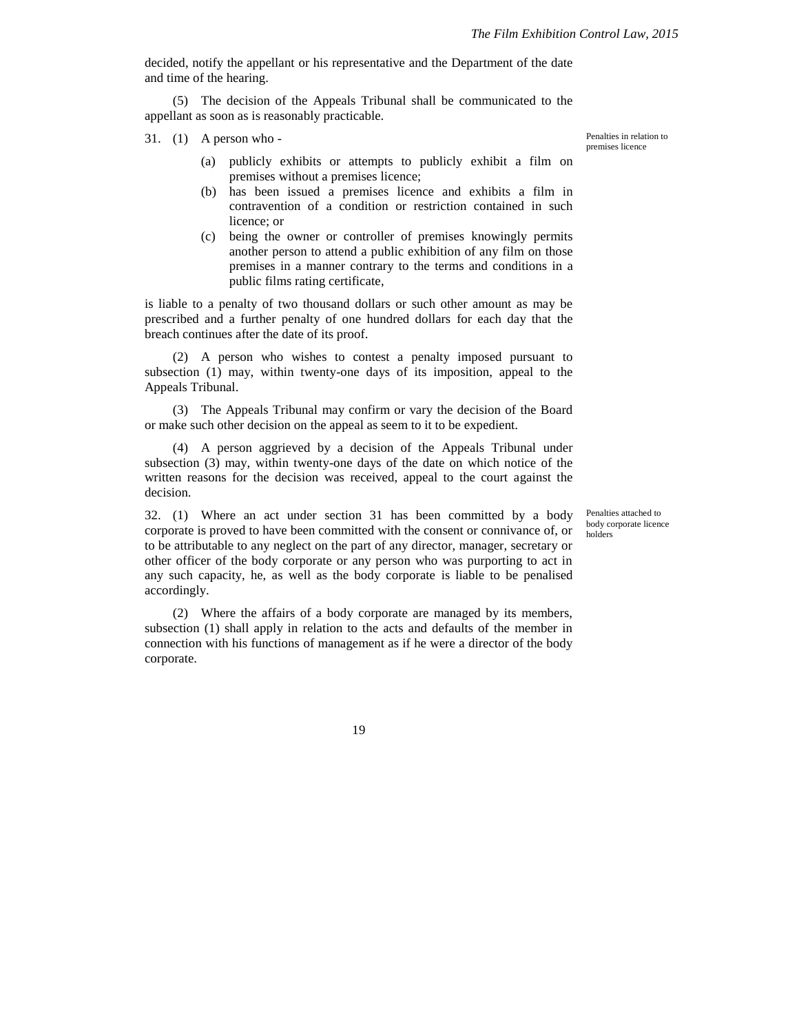decided, notify the appellant or his representative and the Department of the date and time of the hearing.

(5) The decision of the Appeals Tribunal shall be communicated to the appellant as soon as is reasonably practicable.

*Penalties in relation to premises licence*

31. (1) A person who -

(a) publicly exhibits or attempts to publicly exhibit a film on premises without a premises licence;

(b) has been issued a premises licence and exhibits a film in contravention of a condition or restriction contained in such licence; or

(c) being the owner or controller of premises knowingly permits another person to attend a public exhibition of any film on those premises in a manner contrary to the terms and conditions in a public films rating certificate,

is liable to a penalty of two thousand dollars or such other amount as may be prescribed and a further penalty of one hundred dollars for each day that the breach continues after the date of its proof.

(2) A person who wishes to contest a penalty imposed pursuant to subsection (1) may, within twenty-one days of its imposition, appeal to the Appeals Tribunal.

(3) The Appeals Tribunal may confirm or vary the decision of the Board or make such other decision on the appeal as seem to it to be expedient.

(4) A person aggrieved by a decision of the Appeals Tribunal under subsection (3) may, within twenty-one days of the date on which notice of the written reasons for the decision was received, appeal to the court against the decision.

*Penalties attached to body corporate licence holders*

32. (1) Where an act under section 31 has been committed by a body corporate is proved to have been committed with the consent or connivance of, or to be attributable to any neglect on the part of any director, manager, secretary or other officer of the body corporate or any person who was purporting to act in any such capacity, he, as well as the body corporate is liable to be penalised accordingly.

(2) Where the affairs of a body corporate are managed by its members, subsection (1) shall apply in relation to the acts and defaults of the member in connection with his functions of management as if he were a director of the body corporate.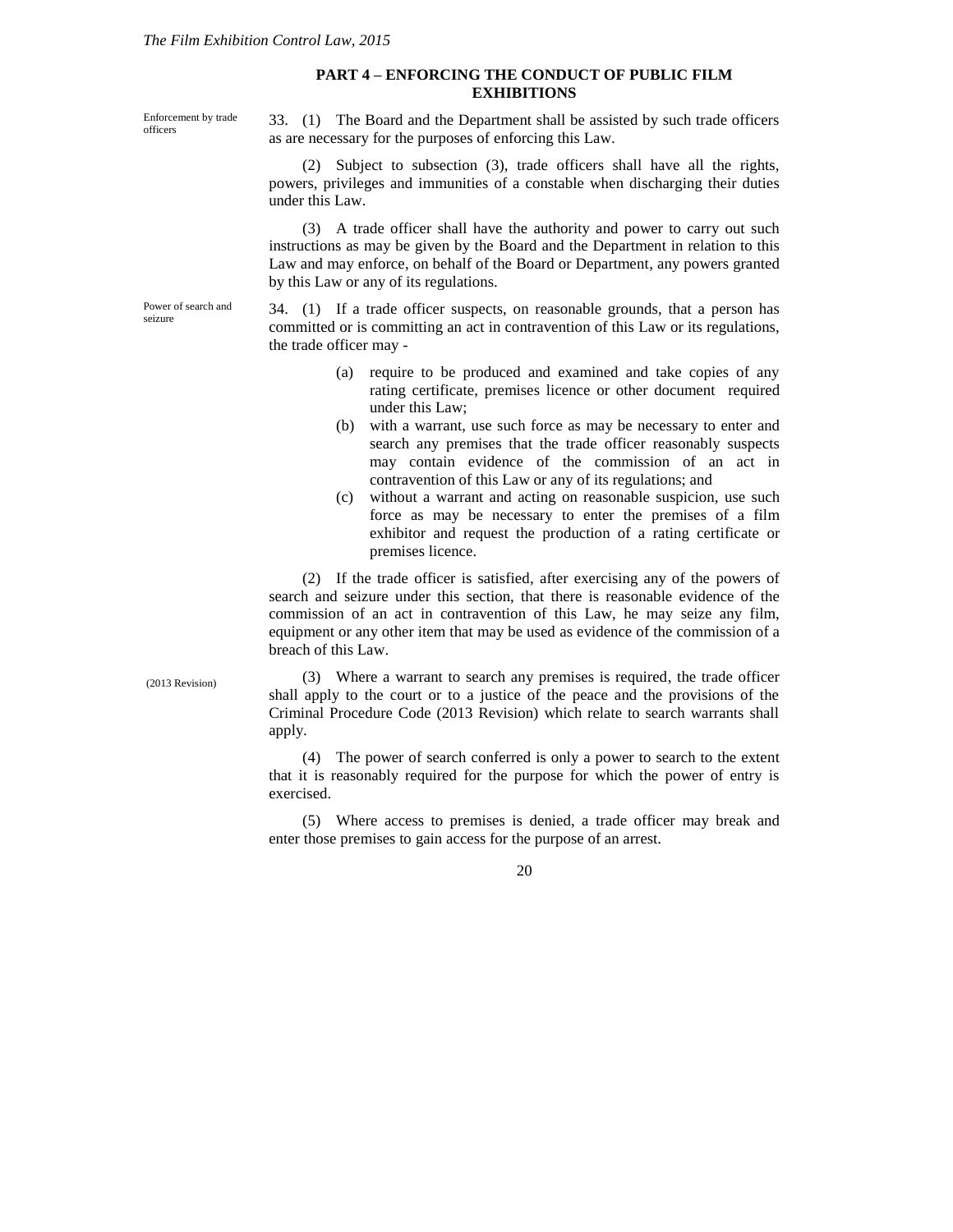## PART 4 – ENFORCING THE CONDUCT OF PUBLIC FILM EXHIBITIONS

Enforcement by trade officers

33. (1) The Board and the Department shall be assisted by such trade officers as are necessary for the purposes of enforcing this Law.

(2) Subject to subsection (3), trade officers shall have all the rights, powers, privileges and immunities of a constable when discharging their duties under this Law.

(3) A trade officer shall have the authority and power to carry out such instructions as may be given by the Board and the Department in relation to this Law and may enforce, on behalf of the Board or Department, any powers granted by this Law or any of its regulations.

Power of search and seizure

34. (1) If a trade officer suspects, on reasonable grounds, that a person has committed or is committing an act in contravention of this Law or its regulations, the trade officer may -

- (a) require to be produced and examined and take copies of any rating certificate, premises licence or other document required under this Law;
- (b) with a warrant, use such force as may be necessary to enter and search any premises that the trade officer reasonably suspects may contain evidence of the commission of an act in contravention of this Law or any of its regulations; and
- (c) without a warrant and acting on reasonable suspicion, use such force as may be necessary to enter the premises of a film exhibitor and request the production of a rating certificate or premises licence.

(2) If the trade officer is satisfied, after exercising any of the powers of search and seizure under this section, that there is reasonable evidence of the commission of an act in contravention of this Law, he may seize any film, equipment or any other item that may be used as evidence of the commission of a breach of this Law.

(2013 Revision)

(3) Where a warrant to search any premises is required, the trade officer shall apply to the court or to a justice of the peace and the provisions of the Criminal Procedure Code (2013 Revision) which relate to search warrants shall apply.

(4) The power of search conferred is only a power to search to the extent that it is reasonably required for the purpose for which the power of entry is exercised.

(5) Where access to premises is denied, a trade officer may break and enter those premises to gain access for the purpose of an arrest.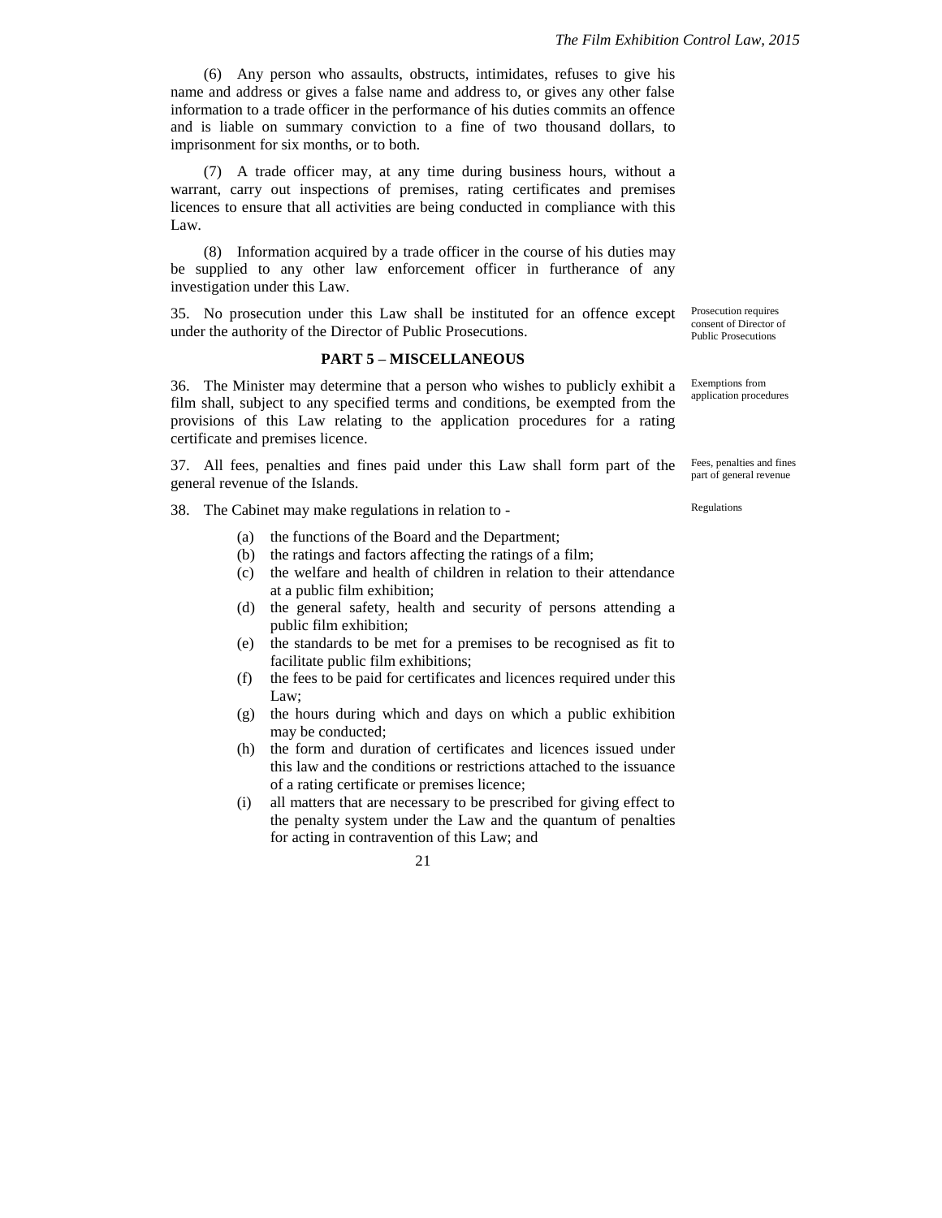(6) Any person who assaults, obstructs, intimidates, refuses to give his name and address or gives a false name and address to, or gives any other false information to a trade officer in the performance of his duties commits an offence and is liable on summary conviction to a fine of two thousand dollars, to imprisonment for six months, or to both.

(7) A trade officer may, at any time during business hours, without a warrant, carry out inspections of premises, rating certificates and premises licences to ensure that all activities are being conducted in compliance with this Law.

(8) Information acquired by a trade officer in the course of his duties may be supplied to any other law enforcement officer in furtherance of any investigation under this Law.

*Prosecution requires consent of Director of Public Prosecutions*

35. No prosecution under this Law shall be instituted for an offence except under the authority of the Director of Public Prosecutions.

## PART 5 – MISCELLANEOUS

*Exemptions from application procedures*

36. The Minister may determine that a person who wishes to publicly exhibit a film shall, subject to any specified terms and conditions, be exempted from the provisions of this Law relating to the application procedures for a rating certificate and premises licence.

*Fees, penalties and fines part of general revenue*

37. All fees, penalties and fines paid under this Law shall form part of the general revenue of the Islands.

*Regulations*

38. The Cabinet may make regulations in relation to -

(a) the functions of the Board and the Department;
(b) the ratings and factors affecting the ratings of a film;
(c) the welfare and health of children in relation to their attendance at a public film exhibition;
(d) the general safety, health and security of persons attending a public film exhibition;
(e) the standards to be met for a premises to be recognised as fit to facilitate public film exhibitions;
(f) the fees to be paid for certificates and licences required under this Law;
(g) the hours during which and days on which a public exhibition may be conducted;
(h) the form and duration of certificates and licences issued under this law and the conditions or restrictions attached to the issuance of a rating certificate or premises licence;
(i) all matters that are necessary to be prescribed for giving effect to the penalty system under the Law and the quantum of penalties for acting in contravention of this Law; and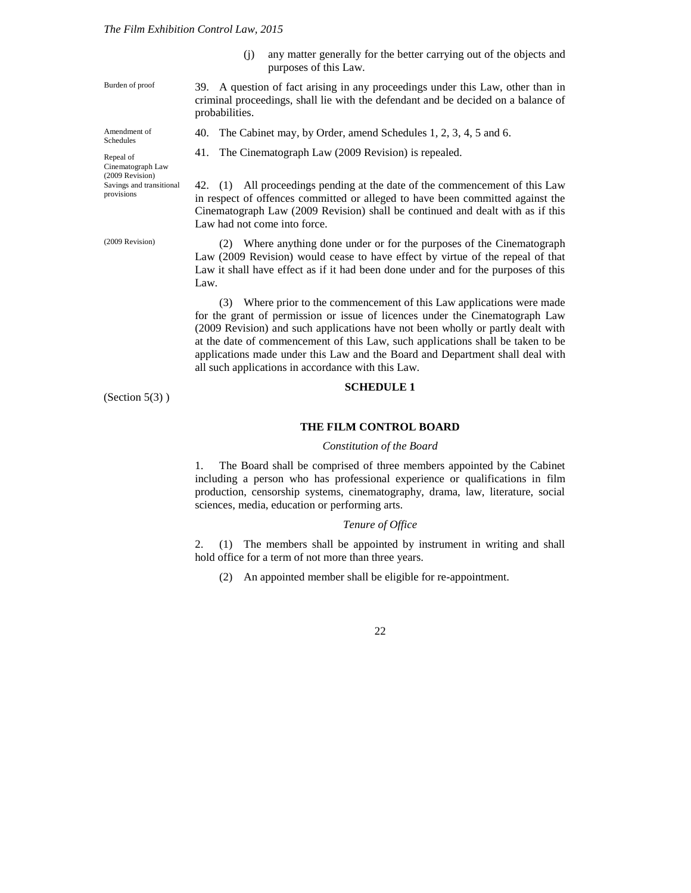(j) any matter generally for the better carrying out of the objects and purposes of this Law.

Burden of proof

39. A question of fact arising in any proceedings under this Law, other than in criminal proceedings, shall lie with the defendant and be decided on a balance of probabilities.

Amendment of Schedules

40. The Cabinet may, by Order, amend Schedules 1, 2, 3, 4, 5 and 6.

Repeal of Cinematograph Law (2009 Revision)

41. The Cinematograph Law (2009 Revision) is repealed.

Savings and transitional provisions

42. (1) All proceedings pending at the date of the commencement of this Law in respect of offences committed or alleged to have been committed against the Cinematograph Law (2009 Revision) shall be continued and dealt with as if this Law had not come into force.

(2009 Revision)

(2) Where anything done under or for the purposes of the Cinematograph Law (2009 Revision) would cease to have effect by virtue of the repeal of that Law it shall have effect as if it had been done under and for the purposes of this Law.

(3) Where prior to the commencement of this Law applications were made for the grant of permission or issue of licences under the Cinematograph Law (2009 Revision) and such applications have not been wholly or partly dealt with at the date of commencement of this Law, such applications shall be taken to be applications made under this Law and the Board and Department shall deal with all such applications in accordance with this Law.

(Section 5(3) )

## SCHEDULE 1

### THE FILM CONTROL BOARD

*Constitution of the Board*

1. The Board shall be comprised of three members appointed by the Cabinet including a person who has professional experience or qualifications in film production, censorship systems, cinematography, drama, law, literature, social sciences, media, education or performing arts.

*Tenure of Office*

2. (1) The members shall be appointed by instrument in writing and shall hold office for a term of not more than three years.

(2) An appointed member shall be eligible for re-appointment.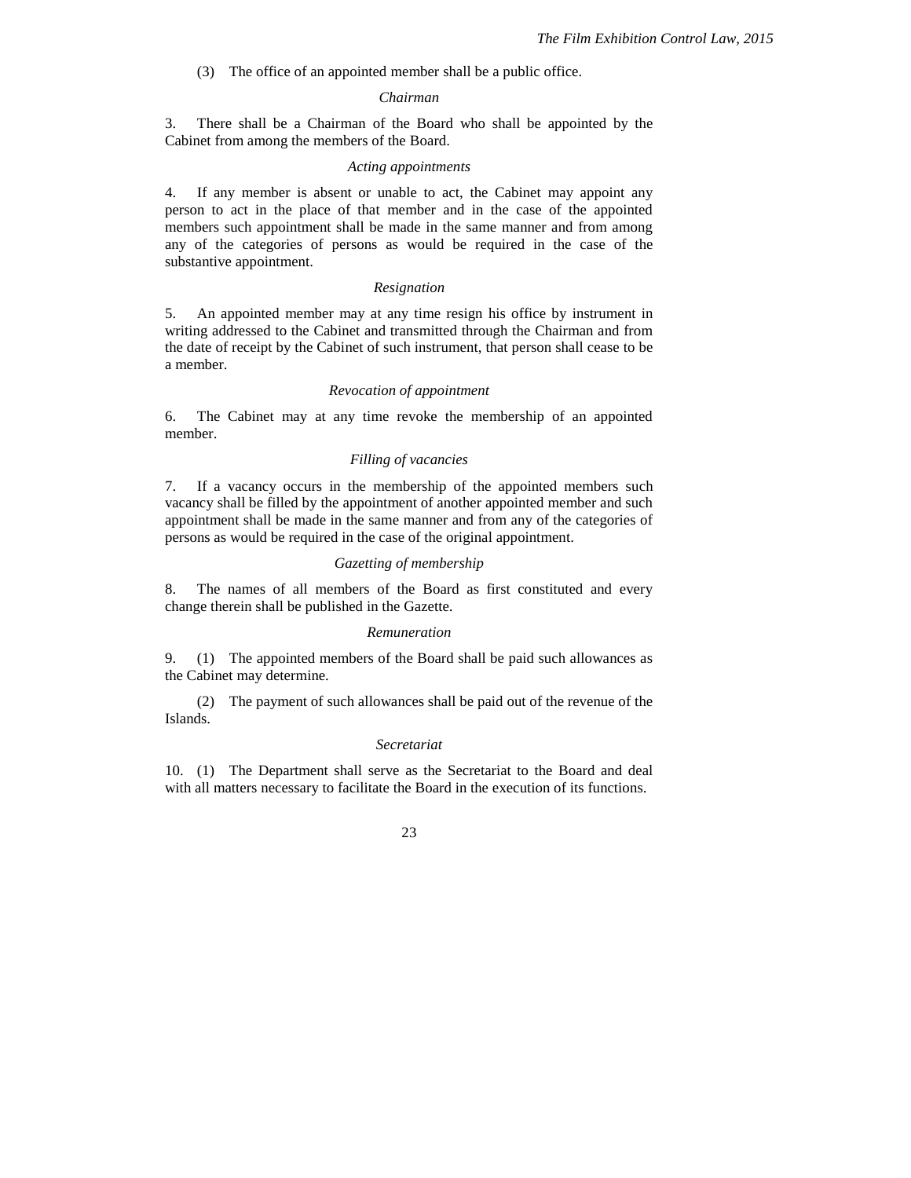(3) The office of an appointed member shall be a public office.

*Chairman*

3. There shall be a Chairman of the Board who shall be appointed by the Cabinet from among the members of the Board.

*Acting appointments*

4. If any member is absent or unable to act, the Cabinet may appoint any person to act in the place of that member and in the case of the appointed members such appointment shall be made in the same manner and from among any of the categories of persons as would be required in the case of the substantive appointment.

*Resignation*

5. An appointed member may at any time resign his office by instrument in writing addressed to the Cabinet and transmitted through the Chairman and from the date of receipt by the Cabinet of such instrument, that person shall cease to be a member.

*Revocation of appointment*

6. The Cabinet may at any time revoke the membership of an appointed member.

*Filling of vacancies*

7. If a vacancy occurs in the membership of the appointed members such vacancy shall be filled by the appointment of another appointed member and such appointment shall be made in the same manner and from any of the categories of persons as would be required in the case of the original appointment.

*Gazetting of membership*

8. The names of all members of the Board as first constituted and every change therein shall be published in the Gazette.

*Remuneration*

9. (1) The appointed members of the Board shall be paid such allowances as the Cabinet may determine.

(2) The payment of such allowances shall be paid out of the revenue of the Islands.

*Secretariat*

10. (1) The Department shall serve as the Secretariat to the Board and deal with all matters necessary to facilitate the Board in the execution of its functions.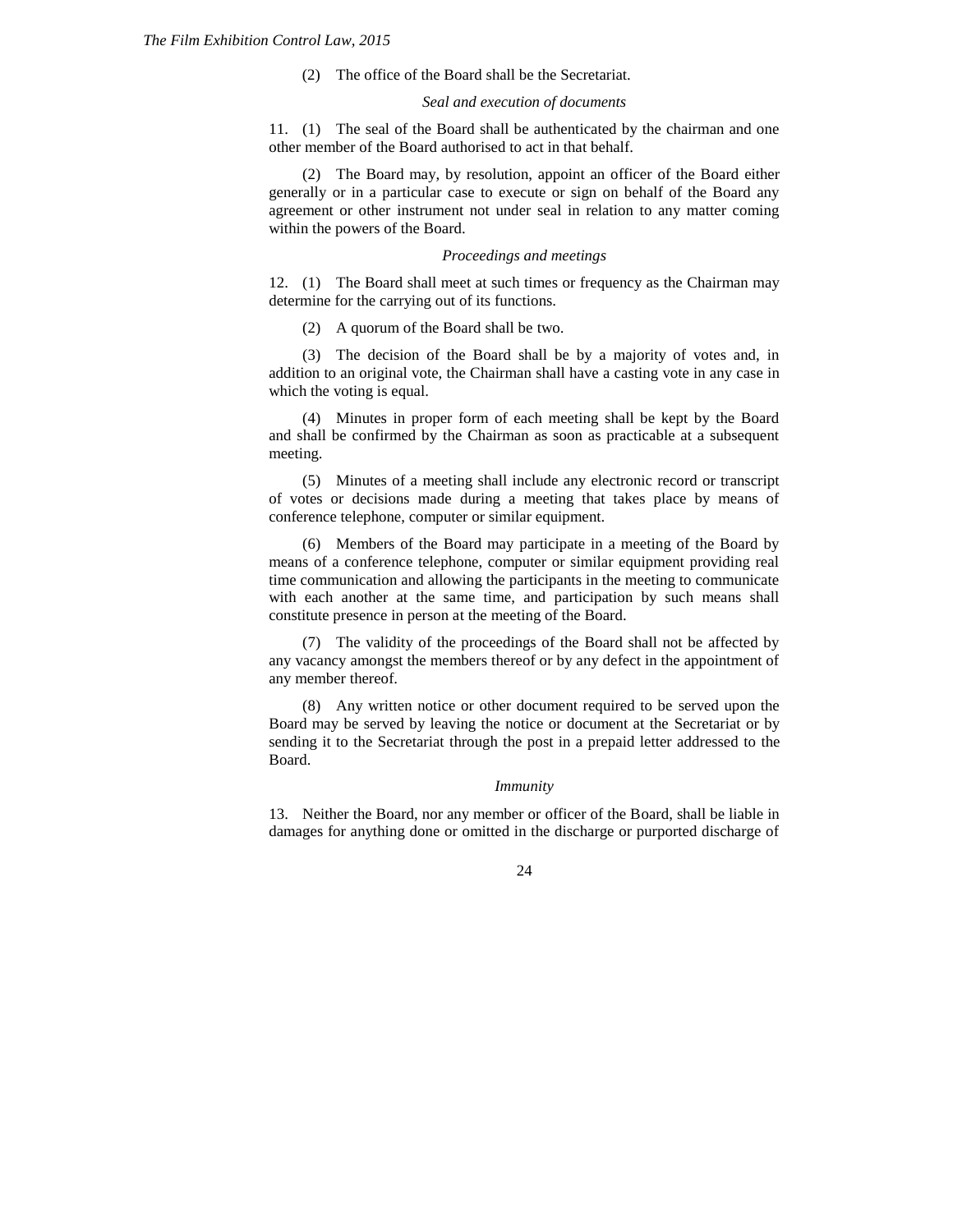(2) The office of the Board shall be the Secretariat.

*Seal and execution of documents*

11. (1) The seal of the Board shall be authenticated by the chairman and one other member of the Board authorised to act in that behalf.

(2) The Board may, by resolution, appoint an officer of the Board either generally or in a particular case to execute or sign on behalf of the Board any agreement or other instrument not under seal in relation to any matter coming within the powers of the Board.

*Proceedings and meetings*

12. (1) The Board shall meet at such times or frequency as the Chairman may determine for the carrying out of its functions.

(2) A quorum of the Board shall be two.

(3) The decision of the Board shall be by a majority of votes and, in addition to an original vote, the Chairman shall have a casting vote in any case in which the voting is equal.

(4) Minutes in proper form of each meeting shall be kept by the Board and shall be confirmed by the Chairman as soon as practicable at a subsequent meeting.

(5) Minutes of a meeting shall include any electronic record or transcript of votes or decisions made during a meeting that takes place by means of conference telephone, computer or similar equipment.

(6) Members of the Board may participate in a meeting of the Board by means of a conference telephone, computer or similar equipment providing real time communication and allowing the participants in the meeting to communicate with each another at the same time, and participation by such means shall constitute presence in person at the meeting of the Board.

(7) The validity of the proceedings of the Board shall not be affected by any vacancy amongst the members thereof or by any defect in the appointment of any member thereof.

(8) Any written notice or other document required to be served upon the Board may be served by leaving the notice or document at the Secretariat or by sending it to the Secretariat through the post in a prepaid letter addressed to the Board.

*Immunity*

13. Neither the Board, nor any member or officer of the Board, shall be liable in damages for anything done or omitted in the discharge or purported discharge of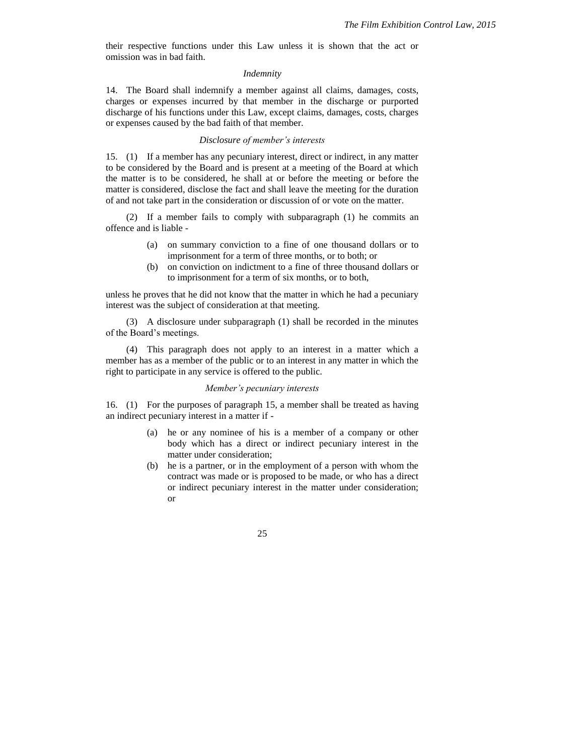their respective functions under this Law unless it is shown that the act or omission was in bad faith.

*Indemnity*

14. The Board shall indemnify a member against all claims, damages, costs, charges or expenses incurred by that member in the discharge or purported discharge of his functions under this Law, except claims, damages, costs, charges or expenses caused by the bad faith of that member.

*Disclosure of member's interests*

15. (1) If a member has any pecuniary interest, direct or indirect, in any matter to be considered by the Board and is present at a meeting of the Board at which the matter is to be considered, he shall at or before the meeting or before the matter is considered, disclose the fact and shall leave the meeting for the duration of and not take part in the consideration or discussion of or vote on the matter.

(2) If a member fails to comply with subparagraph (1) he commits an offence and is liable -

(a) on summary conviction to a fine of one thousand dollars or to imprisonment for a term of three months, or to both; or

(b) on conviction on indictment to a fine of three thousand dollars or to imprisonment for a term of six months, or to both,

unless he proves that he did not know that the matter in which he had a pecuniary interest was the subject of consideration at that meeting.

(3) A disclosure under subparagraph (1) shall be recorded in the minutes of the Board's meetings.

(4) This paragraph does not apply to an interest in a matter which a member has as a member of the public or to an interest in any matter in which the right to participate in any service is offered to the public.

*Member's pecuniary interests*

16. (1) For the purposes of paragraph 15, a member shall be treated as having an indirect pecuniary interest in a matter if -

(a) he or any nominee of his is a member of a company or other body which has a direct or indirect pecuniary interest in the matter under consideration;

(b) he is a partner, or in the employment of a person with whom the contract was made or is proposed to be made, or who has a direct or indirect pecuniary interest in the matter under consideration; or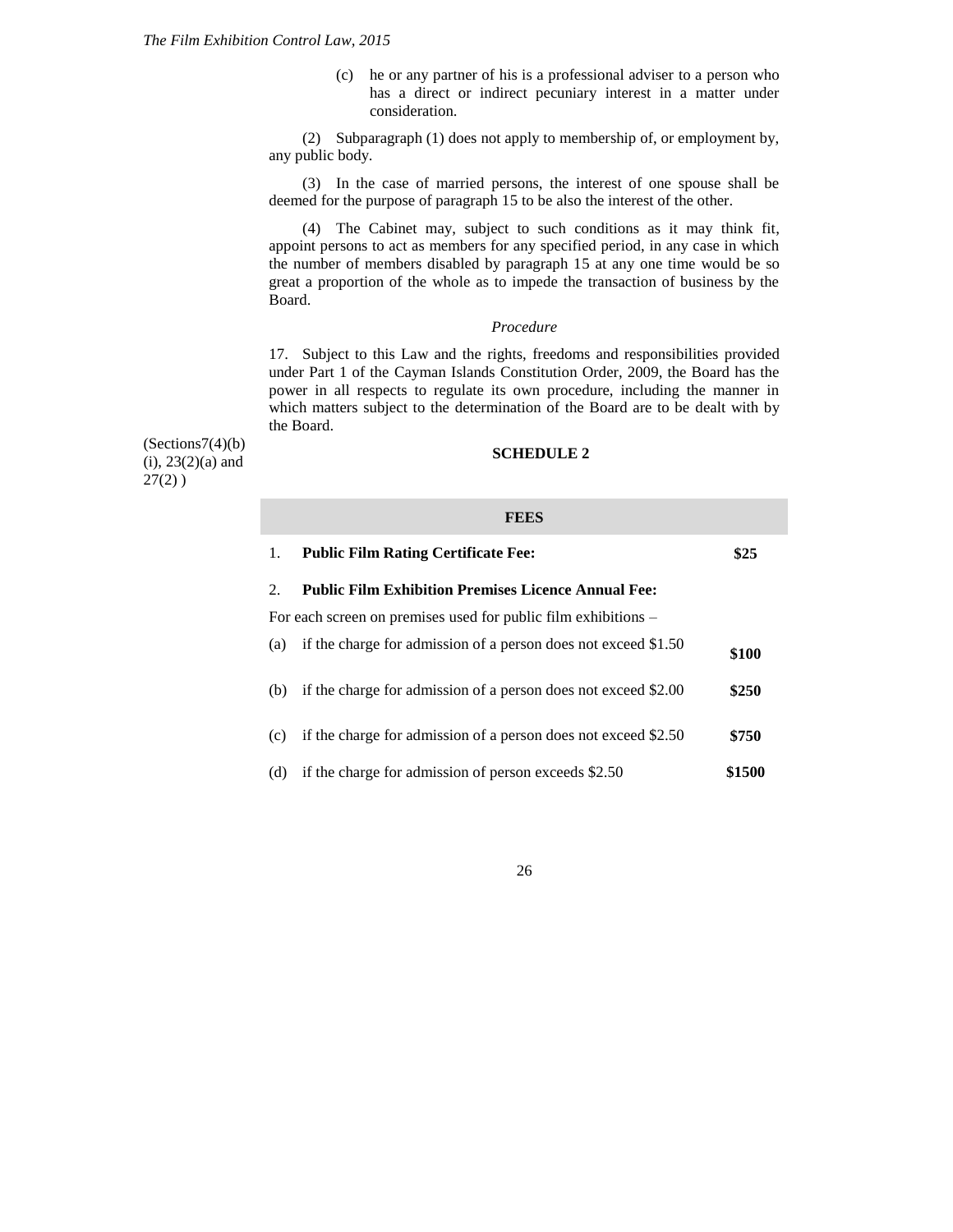(c) he or any partner of his is a professional adviser to a person who has a direct or indirect pecuniary interest in a matter under consideration.

(2) Subparagraph (1) does not apply to membership of, or employment by, any public body.

(3) In the case of married persons, the interest of one spouse shall be deemed for the purpose of paragraph 15 to be also the interest of the other.

(4) The Cabinet may, subject to such conditions as it may think fit, appoint persons to act as members for any specified period, in any case in which the number of members disabled by paragraph 15 at any one time would be so great a proportion of the whole as to impede the transaction of business by the Board.

*Procedure*

17. Subject to this Law and the rights, freedoms and responsibilities provided under Part 1 of the Cayman Islands Constitution Order, 2009, the Board has the power in all respects to regulate its own procedure, including the manner in which matters subject to the determination of the Board are to be dealt with by the Board.

(Sections7(4)(b)(i), 23(2)(a) and 27(2) )

## SCHEDULE 2

| FEES | | |
|---|---|---|
| 1. | **Public Film Rating Certificate Fee:** | **$25** |
| 2. | **Public Film Exhibition Premises Licence Annual Fee:** | |
| | For each screen on premises used for public film exhibitions – | |
| (a) | if the charge for admission of a person does not exceed $1.50 | **$100** |
| (b) | if the charge for admission of a person does not exceed $2.00 | **$250** |
| (c) | if the charge for admission of a person does not exceed $2.50 | **$750** |
| (d) | if the charge for admission of person exceeds $2.50 | **$1500** |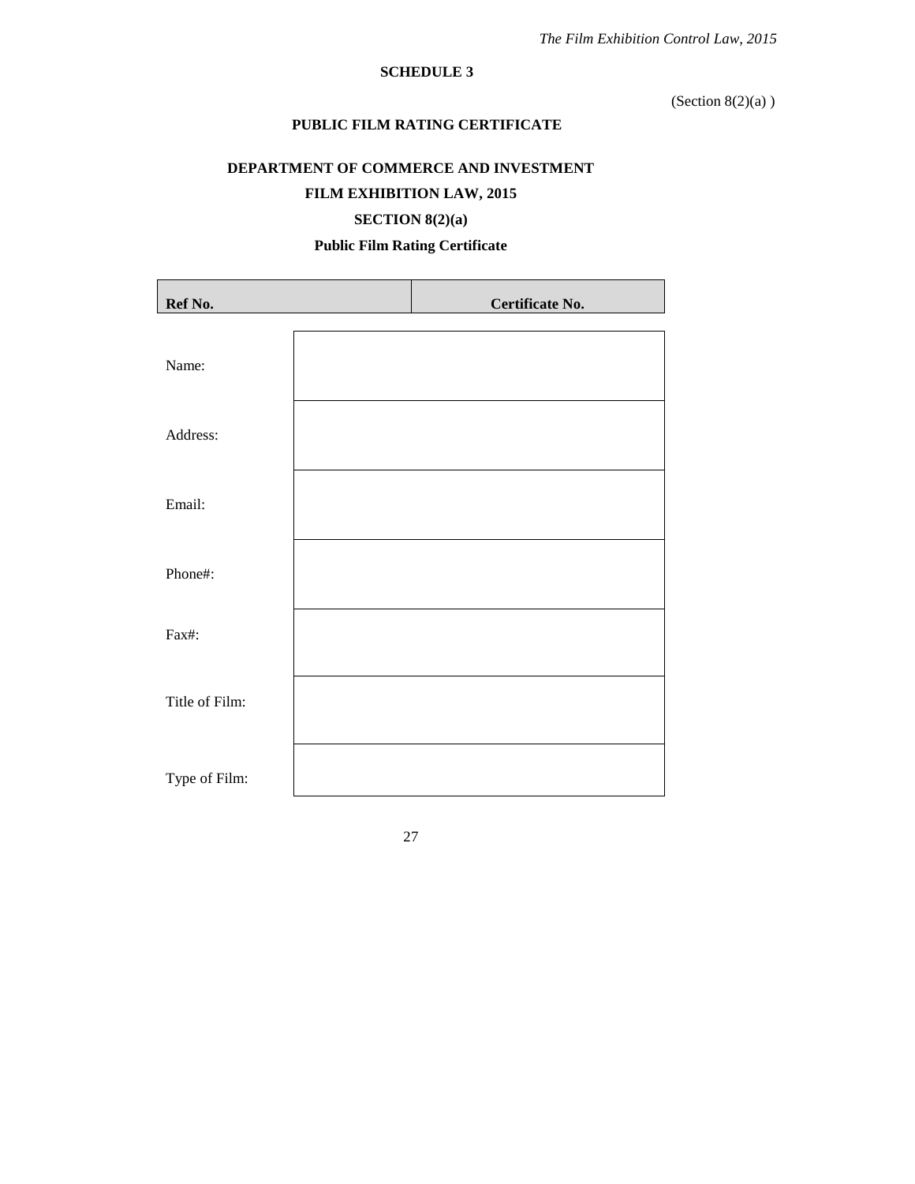## SCHEDULE 3

(Section 8(2)(a) )

### PUBLIC FILM RATING CERTIFICATE

**DEPARTMENT OF COMMERCE AND INVESTMENT**

**FILM EXHIBITION LAW, 2015**

**SECTION 8(2)(a)**

**Public Film Rating Certificate**

| **Ref No.** | **Certificate No.** |
|---|---|

| | |
|---|---|
| Name: | |
| Address: | |
| Email: | |
| Phone#: | |
| Fax#: | |
| Title of Film: | |
| Type of Film: | |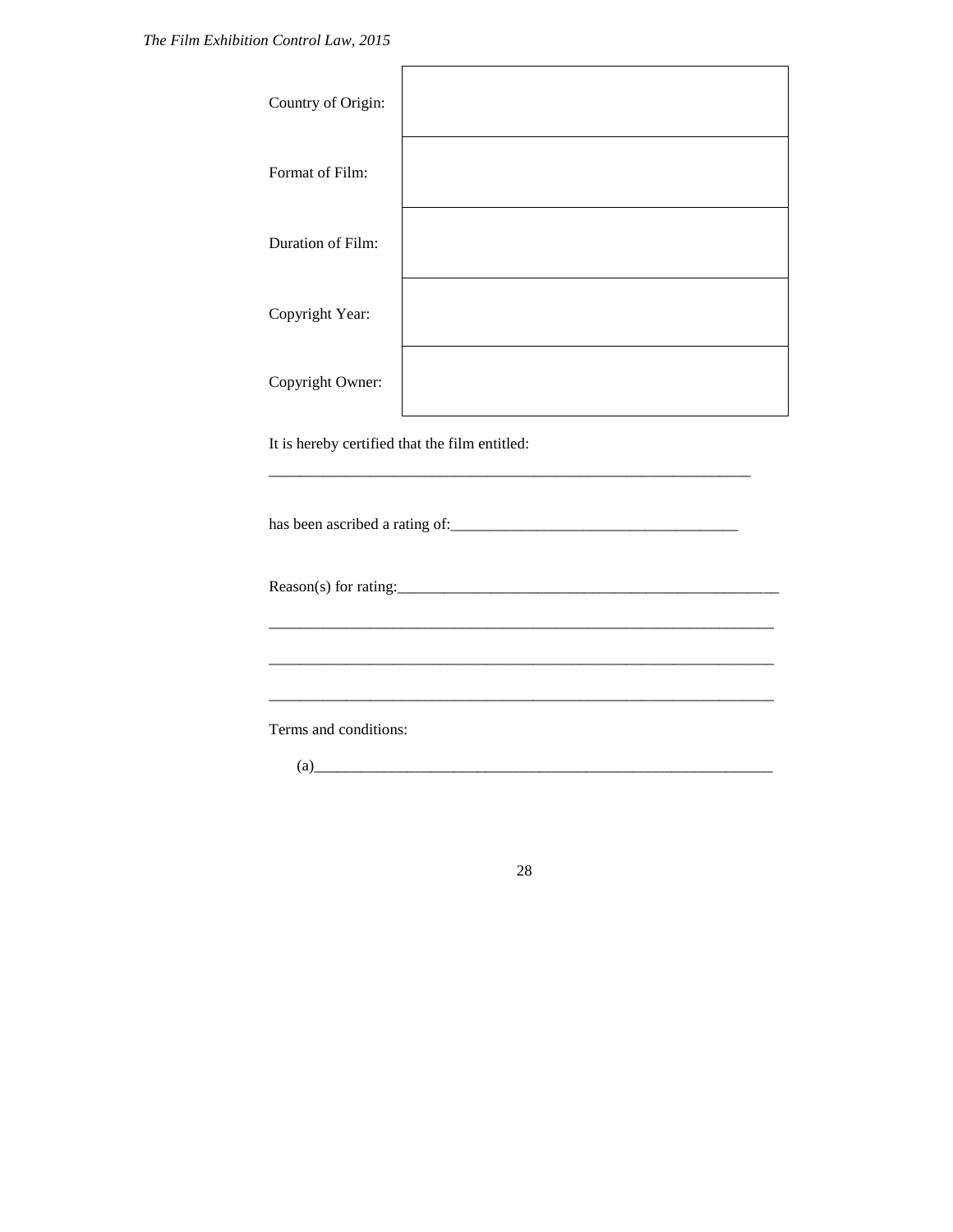| | |
|---|---|
| Country of Origin: | |
| Format of Film: | |
| Duration of Film: | |
| Copyright Year: | |
| Copyright Owner: | |

It is hereby certified that the film entitled:

_______________________________________________________________

has been ascribed a rating of:_______________________________________

Reason(s) for rating:___________________________________________________

_________________________________________________________________

_________________________________________________________________

_________________________________________________________________

Terms and conditions:

(a)_____________________________________________________________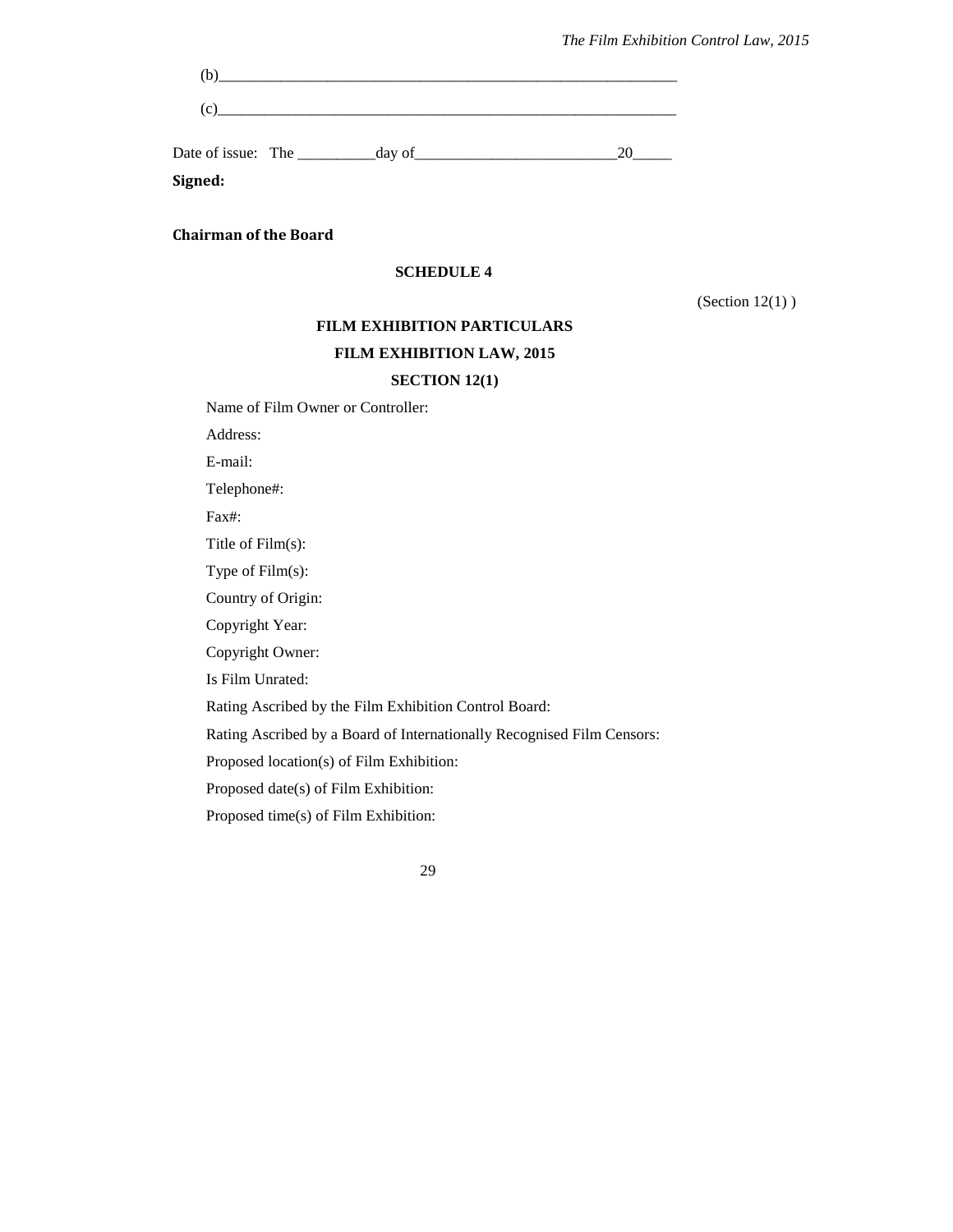(b)____________________________________________________________

(c)____________________________________________________________

Date of issue: The __________day of__________________________20_____

**Signed:**

**Chairman of the Board**

## SCHEDULE 4

(Section 12(1) )

### FILM EXHIBITION PARTICULARS

### FILM EXHIBITION LAW, 2015

### SECTION 12(1)

Name of Film Owner or Controller:

Address:

E-mail:

Telephone#:

Fax#:

Title of Film(s):

Type of Film(s):

Country of Origin:

Copyright Year:

Copyright Owner:

Is Film Unrated:

Rating Ascribed by the Film Exhibition Control Board:

Rating Ascribed by a Board of Internationally Recognised Film Censors:

Proposed location(s) of Film Exhibition:

Proposed date(s) of Film Exhibition:

Proposed time(s) of Film Exhibition: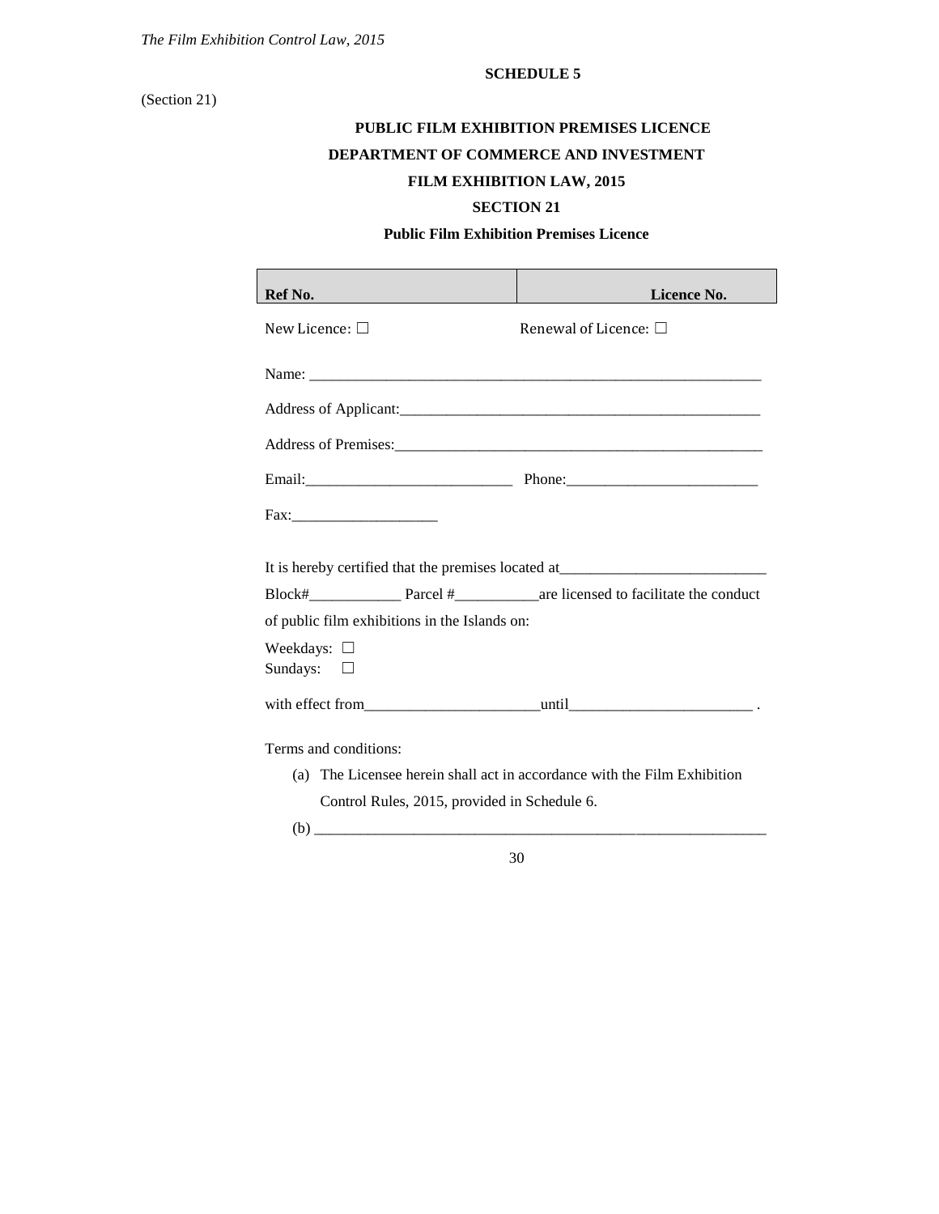**SCHEDULE 5**

(Section 21)

**PUBLIC FILM EXHIBITION PREMISES LICENCE**

**DEPARTMENT OF COMMERCE AND INVESTMENT**

**FILM EXHIBITION LAW, 2015**

**SECTION 21**

**Public Film Exhibition Premises Licence**

| Ref No. | Licence No. |
| --- | --- |

New Licence: ☐ Renewal of Licence: ☐

Name: ____________________________________________________________

Address of Applicant:_______________________________________________

Address of Premises:_______________________________________________

Email:___________________________ Phone:_________________________

Fax:___________________

It is hereby certified that the premises located at___________________________ Block#____________ Parcel #___________are licensed to facilitate the conduct of public film exhibitions in the Islands on:

Weekdays: ☐
Sundays: ☐

with effect from_______________________until________________________ .

Terms and conditions:

(a) The Licensee herein shall act in accordance with the Film Exhibition Control Rules, 2015, provided in Schedule 6.

(b) ____________________________________________________________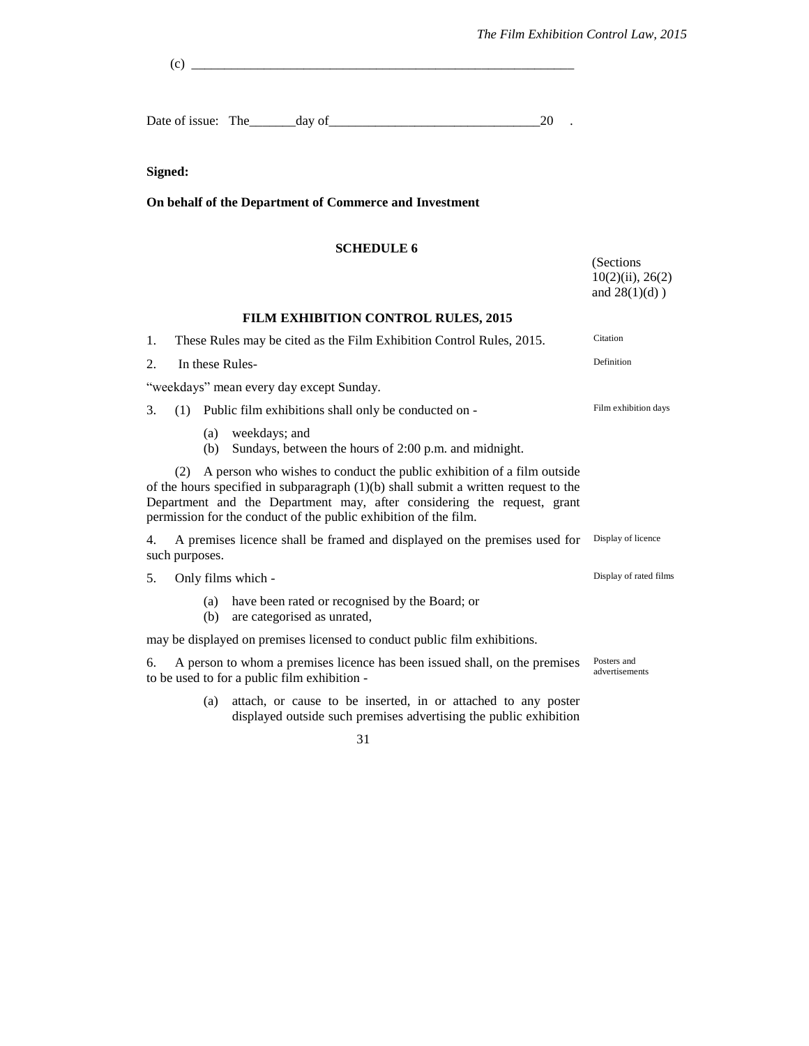(c) ___________________________________________________________

Date of issue: The_______day of________________________________20 .

**Signed:**

**On behalf of the Department of Commerce and Investment**

## SCHEDULE 6

(Sections 10(2)(ii), 26(2) and 28(1)(d) )

### FILM EXHIBITION CONTROL RULES, 2015

Citation

1. These Rules may be cited as the Film Exhibition Control Rules, 2015.

Definition

2. In these Rules-

"weekdays" mean every day except Sunday.

Film exhibition days

3. (1) Public film exhibitions shall only be conducted on -

   (a) weekdays; and
   (b) Sundays, between the hours of 2:00 p.m. and midnight.

(2) A person who wishes to conduct the public exhibition of a film outside of the hours specified in subparagraph (1)(b) shall submit a written request to the Department and the Department may, after considering the request, grant permission for the conduct of the public exhibition of the film.

Display of licence

4. A premises licence shall be framed and displayed on the premises used for such purposes.

Display of rated films

5. Only films which -

   (a) have been rated or recognised by the Board; or
   (b) are categorised as unrated,

may be displayed on premises licensed to conduct public film exhibitions.

Posters and advertisements

6. A person to whom a premises licence has been issued shall, on the premises to be used to for a public film exhibition -

   (a) attach, or cause to be inserted, in or attached to any poster displayed outside such premises advertising the public exhibition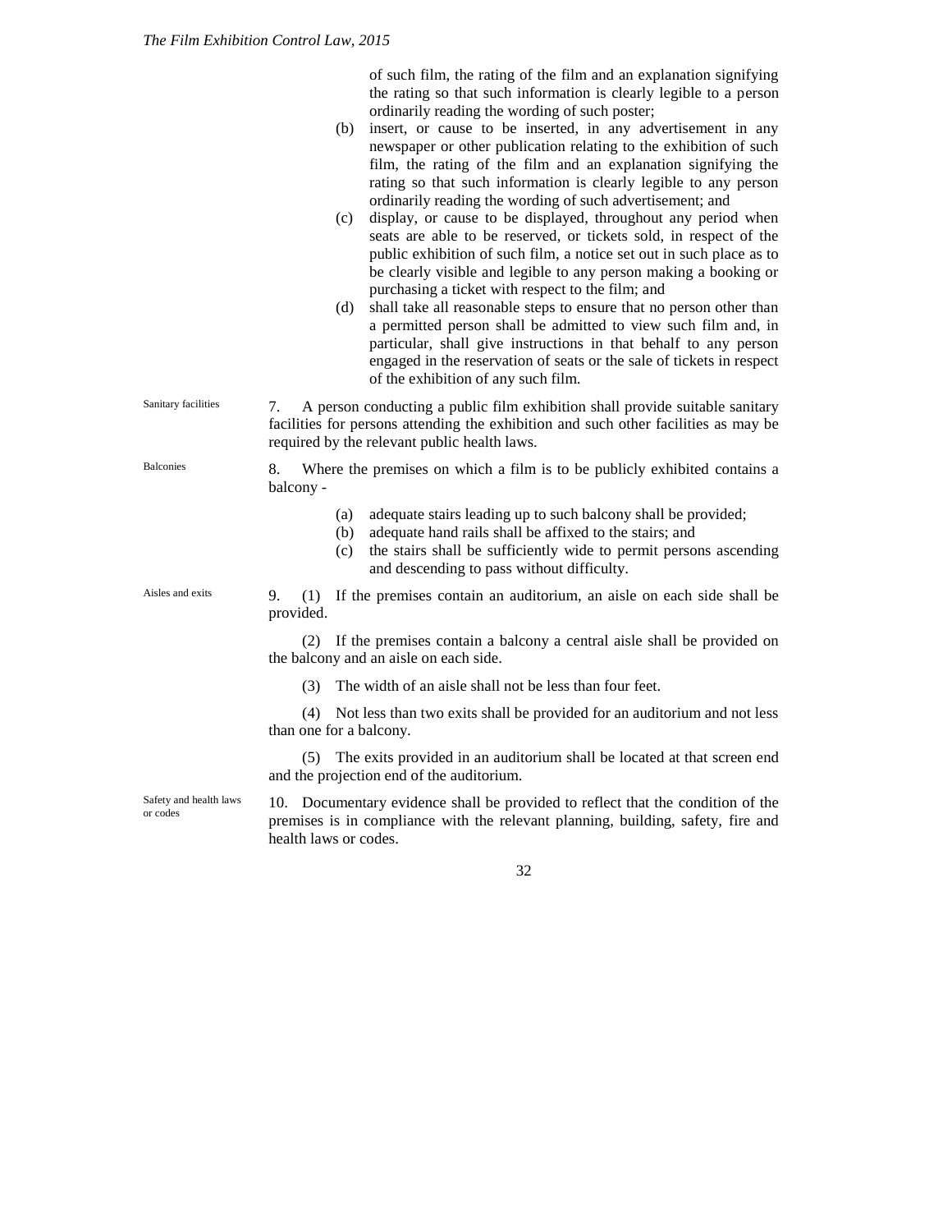of such film, the rating of the film and an explanation signifying the rating so that such information is clearly legible to a person ordinarily reading the wording of such poster;

(b) insert, or cause to be inserted, in any advertisement in any newspaper or other publication relating to the exhibition of such film, the rating of the film and an explanation signifying the rating so that such information is clearly legible to any person ordinarily reading the wording of such advertisement; and

(c) display, or cause to be displayed, throughout any period when seats are able to be reserved, or tickets sold, in respect of the public exhibition of such film, a notice set out in such place as to be clearly visible and legible to any person making a booking or purchasing a ticket with respect to the film; and

(d) shall take all reasonable steps to ensure that no person other than a permitted person shall be admitted to view such film and, in particular, shall give instructions in that behalf to any person engaged in the reservation of seats or the sale of tickets in respect of the exhibition of any such film.

*Sanitary facilities*

7. A person conducting a public film exhibition shall provide suitable sanitary facilities for persons attending the exhibition and such other facilities as may be required by the relevant public health laws.

*Balconies*

8. Where the premises on which a film is to be publicly exhibited contains a balcony -

(a) adequate stairs leading up to such balcony shall be provided;

(b) adequate hand rails shall be affixed to the stairs; and

(c) the stairs shall be sufficiently wide to permit persons ascending and descending to pass without difficulty.

*Aisles and exits*

9. (1) If the premises contain an auditorium, an aisle on each side shall be provided.

(2) If the premises contain a balcony a central aisle shall be provided on the balcony and an aisle on each side.

(3) The width of an aisle shall not be less than four feet.

(4) Not less than two exits shall be provided for an auditorium and not less than one for a balcony.

(5) The exits provided in an auditorium shall be located at that screen end and the projection end of the auditorium.

*Safety and health laws or codes*

10. Documentary evidence shall be provided to reflect that the condition of the premises is in compliance with the relevant planning, building, safety, fire and health laws or codes.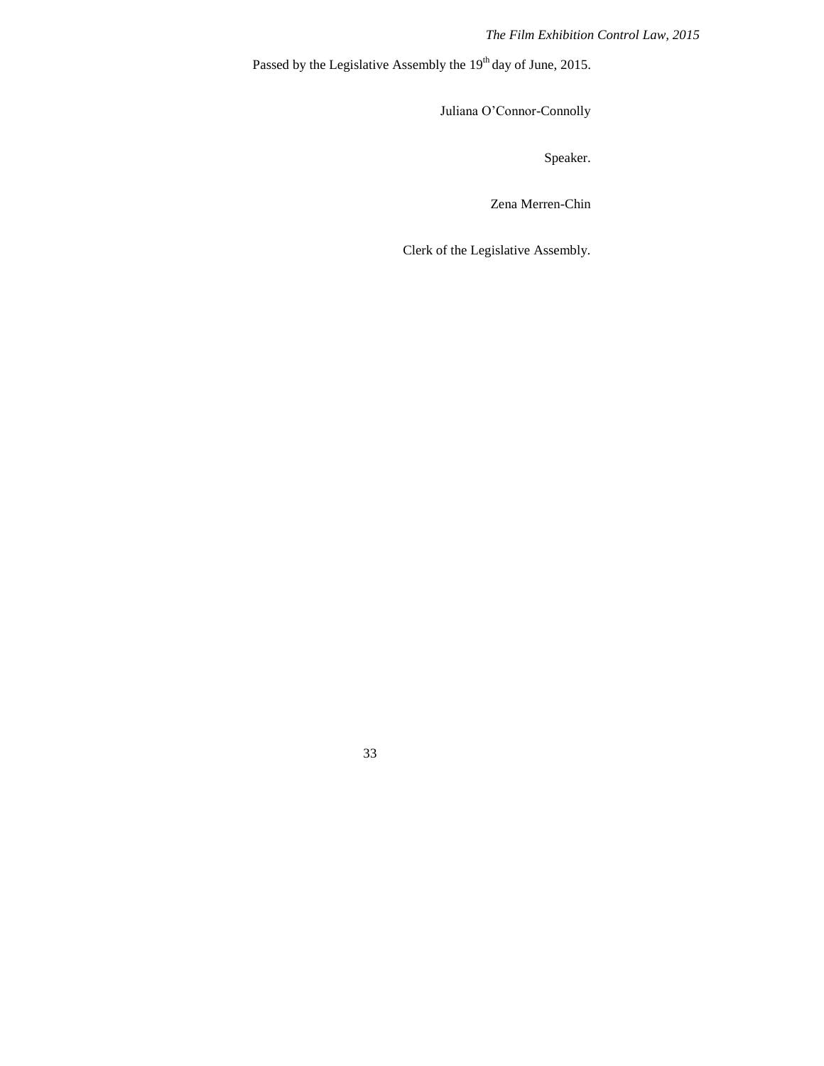Passed by the Legislative Assembly the 19th day of June, 2015.

Juliana O'Connor-Connolly

Speaker.

Zena Merren-Chin

Clerk of the Legislative Assembly.